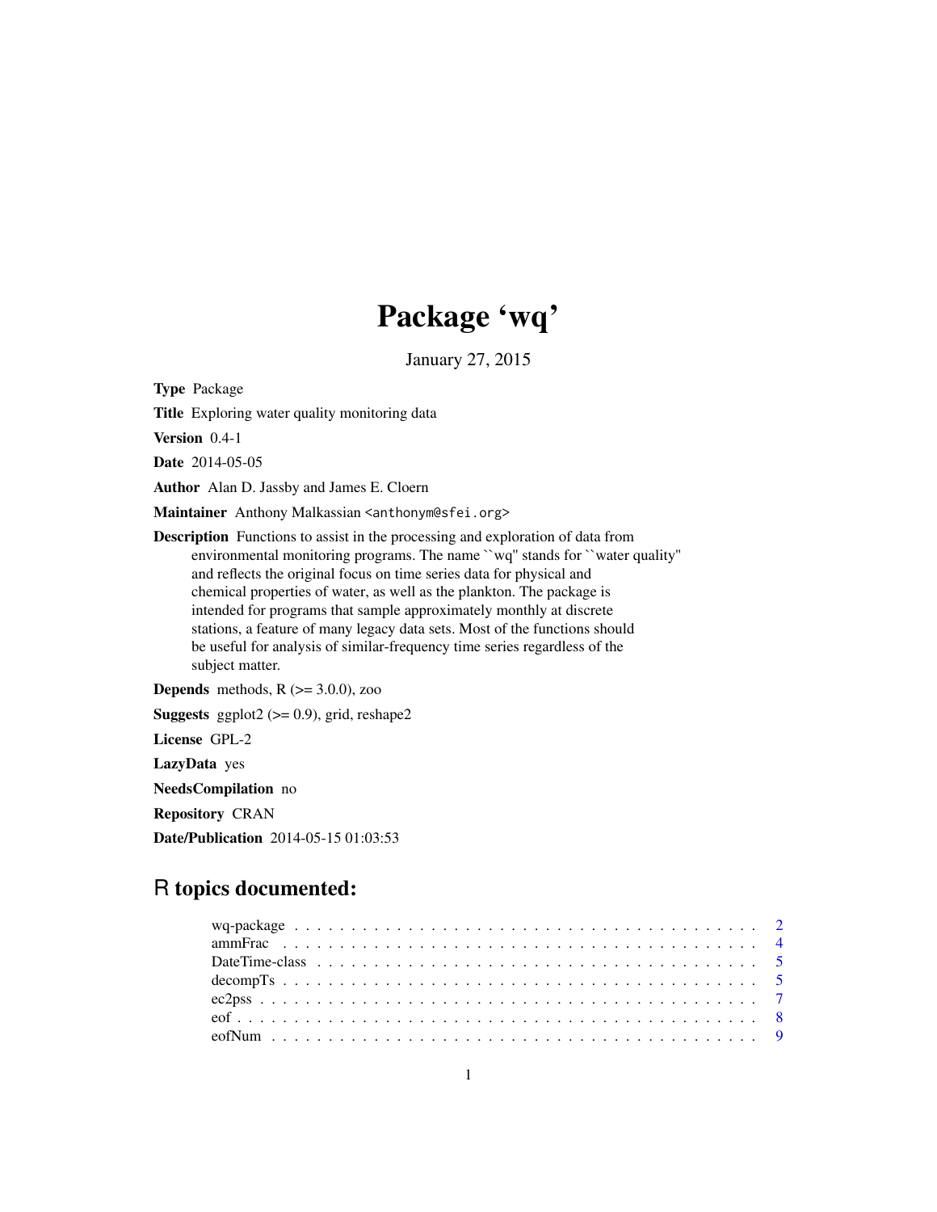# Package 'wq'

January 27, 2015

**Type** Package

**Title** Exploring water quality monitoring data

**Version** 0.4-1

**Date** 2014-05-05

**Author** Alan D. Jassby and James E. Cloern

**Maintainer** Anthony Malkassian <anthonym@sfei.org>

**Description** Functions to assist in the processing and exploration of data from environmental monitoring programs. The name ``wq'' stands for ``water quality'' and reflects the original focus on time series data for physical and chemical properties of water, as well as the plankton. The package is intended for programs that sample approximately monthly at discrete stations, a feature of many legacy data sets. Most of the functions should be useful for analysis of similar-frequency time series regardless of the subject matter.

**Depends** methods, R (>= 3.0.0), zoo

**Suggests** ggplot2 (>= 0.9), grid, reshape2

**License** GPL-2

**LazyData** yes

**NeedsCompilation** no

**Repository** CRAN

**Date/Publication** 2014-05-15 01:03:53

## R topics documented:

| Topic | Page |
|---|---|
| wq-package | 2 |
| ammFrac | 4 |
| DateTime-class | 5 |
| decompTs | 5 |
| ec2pss | 7 |
| eof | 8 |
| eofNum | 9 |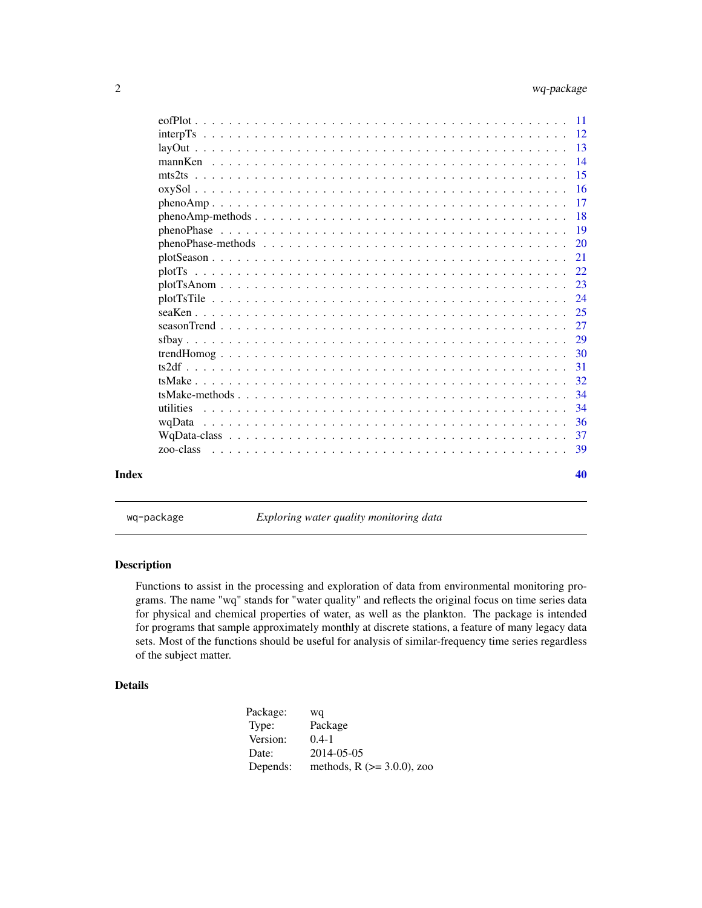eofPlot . . . . . . . . . . . . . . . . . . . . . . . . . . . . . . . . . . . . . . . . 11
interpTs . . . . . . . . . . . . . . . . . . . . . . . . . . . . . . . . . . . . . . . . 12
layOut . . . . . . . . . . . . . . . . . . . . . . . . . . . . . . . . . . . . . . . . 13
mannKen . . . . . . . . . . . . . . . . . . . . . . . . . . . . . . . . . . . . . . . . 14
mts2ts . . . . . . . . . . . . . . . . . . . . . . . . . . . . . . . . . . . . . . . . 15
oxySol . . . . . . . . . . . . . . . . . . . . . . . . . . . . . . . . . . . . . . . . 16
phenoAmp . . . . . . . . . . . . . . . . . . . . . . . . . . . . . . . . . . . . . . . . 17
phenoAmp-methods . . . . . . . . . . . . . . . . . . . . . . . . . . . . . . . . . . . . 18
phenoPhase . . . . . . . . . . . . . . . . . . . . . . . . . . . . . . . . . . . . . . . . 19
phenoPhase-methods . . . . . . . . . . . . . . . . . . . . . . . . . . . . . . . . . . . . 20
plotSeason . . . . . . . . . . . . . . . . . . . . . . . . . . . . . . . . . . . . . . . . 21
plotTs . . . . . . . . . . . . . . . . . . . . . . . . . . . . . . . . . . . . . . . . 22
plotTsAnom . . . . . . . . . . . . . . . . . . . . . . . . . . . . . . . . . . . . . . . . 23
plotTsTile . . . . . . . . . . . . . . . . . . . . . . . . . . . . . . . . . . . . . . . . 24
seaKen . . . . . . . . . . . . . . . . . . . . . . . . . . . . . . . . . . . . . . . . 25
seasonTrend . . . . . . . . . . . . . . . . . . . . . . . . . . . . . . . . . . . . . . . . 27
sfbay . . . . . . . . . . . . . . . . . . . . . . . . . . . . . . . . . . . . . . . . 29
trendHomog . . . . . . . . . . . . . . . . . . . . . . . . . . . . . . . . . . . . . . . . 30
ts2df . . . . . . . . . . . . . . . . . . . . . . . . . . . . . . . . . . . . . . . . 31
tsMake . . . . . . . . . . . . . . . . . . . . . . . . . . . . . . . . . . . . . . . . 32
tsMake-methods . . . . . . . . . . . . . . . . . . . . . . . . . . . . . . . . . . . . 34
utilities . . . . . . . . . . . . . . . . . . . . . . . . . . . . . . . . . . . . . . . . 34
wqData . . . . . . . . . . . . . . . . . . . . . . . . . . . . . . . . . . . . . . . . 36
WqData-class . . . . . . . . . . . . . . . . . . . . . . . . . . . . . . . . . . . . . . . . 37
zoo-class . . . . . . . . . . . . . . . . . . . . . . . . . . . . . . . . . . . . . . . . 39

**Index** **40**

---

wq-package *Exploring water quality monitoring data*

---

## Description

Functions to assist in the processing and exploration of data from environmental monitoring programs. The name "wq" stands for "water quality" and reflects the original focus on time series data for physical and chemical properties of water, as well as the plankton. The package is intended for programs that sample approximately monthly at discrete stations, a feature of many legacy data sets. Most of the functions should be useful for analysis of similar-frequency time series regardless of the subject matter.

## Details

| | |
|---|---|
| Package: | wq |
| Type: | Package |
| Version: | 0.4-1 |
| Date: | 2014-05-05 |
| Depends: | methods, R (>= 3.0.0), zoo |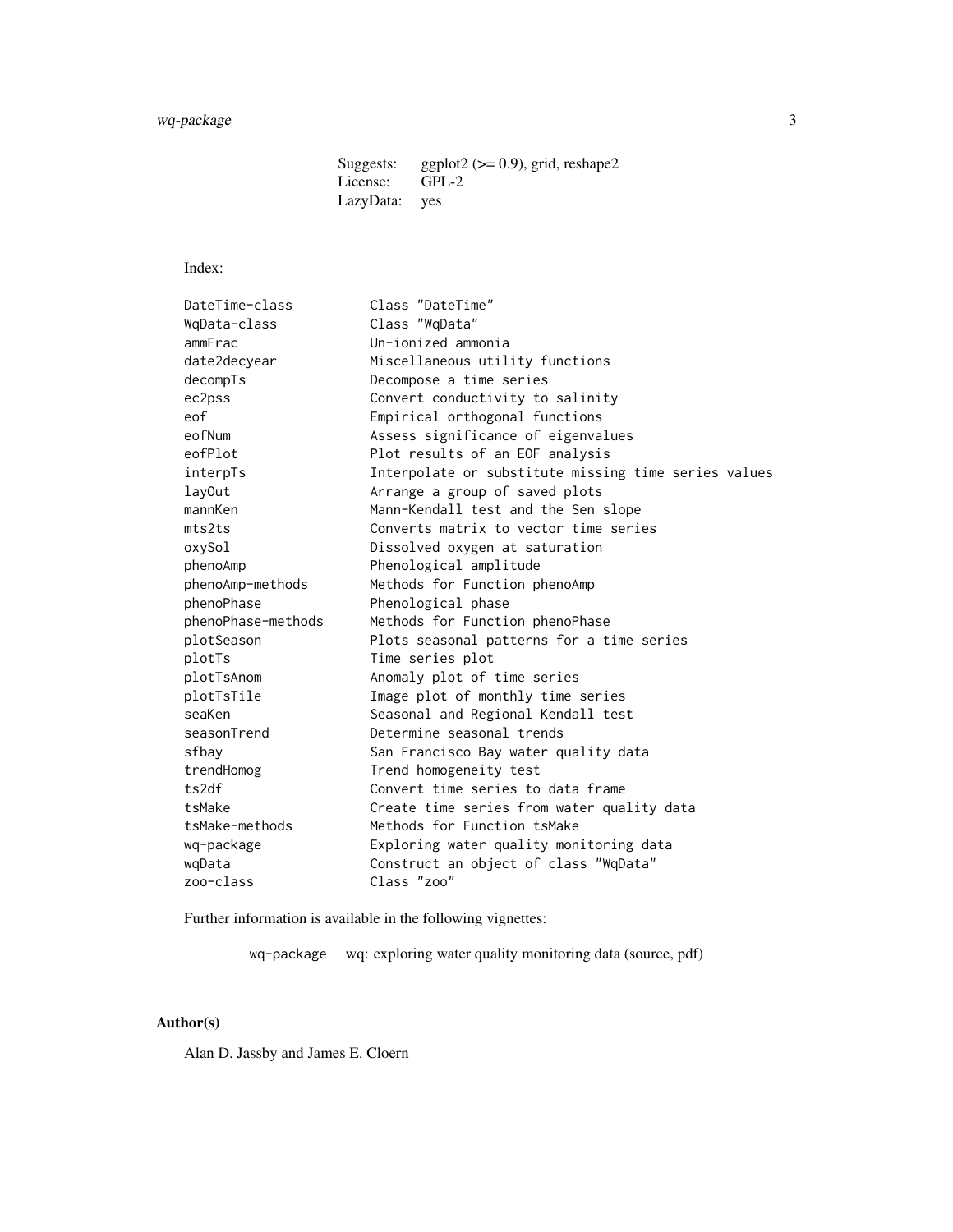| | |
|---|---|
| Suggests: | ggplot2 (>= 0.9), grid, reshape2 |
| License: | GPL-2 |
| LazyData: | yes |

Index:

```
DateTime-class          Class "DateTime"
WqData-class            Class "WqData"
ammFrac                 Un-ionized ammonia
date2decyear            Miscellaneous utility functions
decompTs                Decompose a time series
ec2pss                  Convert conductivity to salinity
eof                     Empirical orthogonal functions
eofNum                  Assess significance of eigenvalues
eofPlot                 Plot results of an EOF analysis
interpTs                Interpolate or substitute missing time series values
layOut                  Arrange a group of saved plots
mannKen                 Mann-Kendall test and the Sen slope
mts2ts                  Converts matrix to vector time series
oxySol                  Dissolved oxygen at saturation
phenoAmp                Phenological amplitude
phenoAmp-methods        Methods for Function phenoAmp
phenoPhase              Phenological phase
phenoPhase-methods      Methods for Function phenoPhase
plotSeason              Plots seasonal patterns for a time series
plotTs                  Time series plot
plotTsAnom              Anomaly plot of time series
plotTsTile              Image plot of monthly time series
seaKen                  Seasonal and Regional Kendall test
seasonTrend             Determine seasonal trends
sfbay                   San Francisco Bay water quality data
trendHomog              Trend homogeneity test
ts2df                   Convert time series to data frame
tsMake                  Create time series from water quality data
tsMake-methods          Methods for Function tsMake
wq-package              Exploring water quality monitoring data
wqData                  Construct an object of class "WqData"
zoo-class               Class "zoo"
```

Further information is available in the following vignettes:

`wq-package` wq: exploring water quality monitoring data (source, pdf)

## Author(s)

Alan D. Jassby and James E. Cloern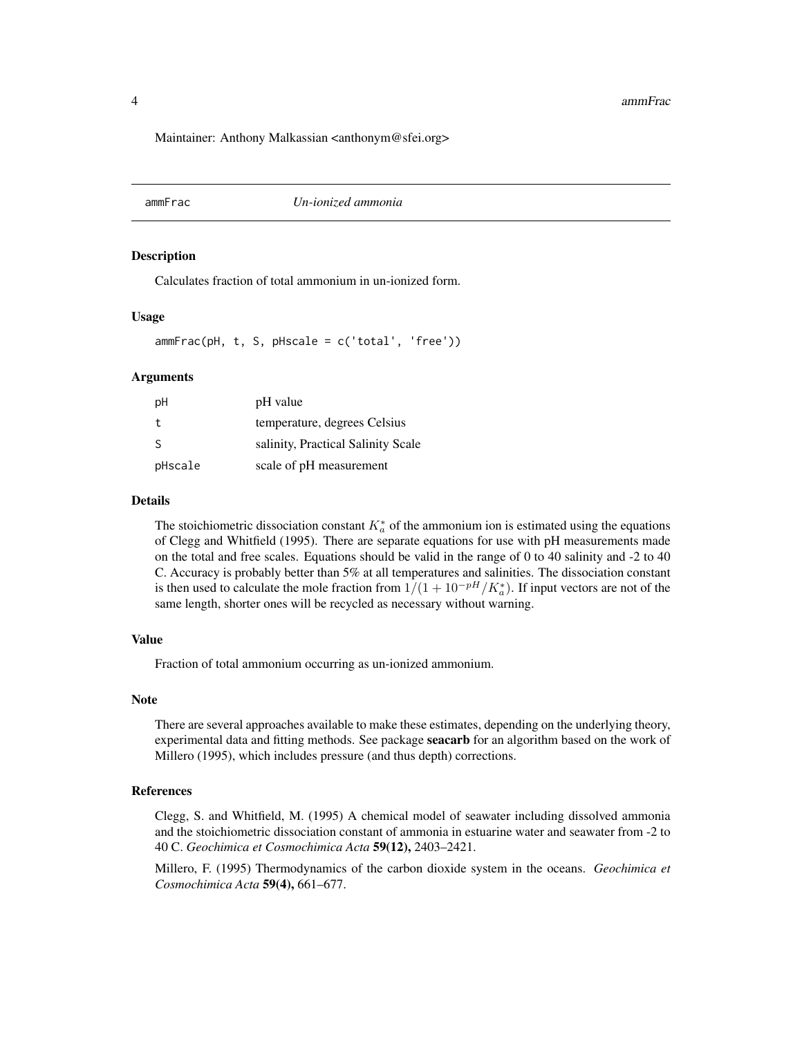Maintainer: Anthony Malkassian <anthonym@sfei.org>

## ammFrac *Un-ionized ammonia*

### Description

Calculates fraction of total ammonium in un-ionized form.

### Usage

```
ammFrac(pH, t, S, pHscale = c('total', 'free'))
```

### Arguments

| | |
|---|---|
| pH | pH value |
| t | temperature, degrees Celsius |
| S | salinity, Practical Salinity Scale |
| pHscale | scale of pH measurement |

### Details

The stoichiometric dissociation constant $K_a^*$ of the ammonium ion is estimated using the equations of Clegg and Whitfield (1995). There are separate equations for use with pH measurements made on the total and free scales. Equations should be valid in the range of 0 to 40 salinity and -2 to 40 C. Accuracy is probably better than 5% at all temperatures and salinities. The dissociation constant is then used to calculate the mole fraction from $1/(1 + 10^{-pH}/K_a^*)$. If input vectors are not of the same length, shorter ones will be recycled as necessary without warning.

### Value

Fraction of total ammonium occurring as un-ionized ammonium.

### Note

There are several approaches available to make these estimates, depending on the underlying theory, experimental data and fitting methods. See package **seacarb** for an algorithm based on the work of Millero (1995), which includes pressure (and thus depth) corrections.

### References

Clegg, S. and Whitfield, M. (1995) A chemical model of seawater including dissolved ammonia and the stoichiometric dissociation constant of ammonia in estuarine water and seawater from -2 to 40 C. *Geochimica et Cosmochimica Acta* **59(12),** 2403–2421.

Millero, F. (1995) Thermodynamics of the carbon dioxide system in the oceans. *Geochimica et Cosmochimica Acta* **59(4),** 661–677.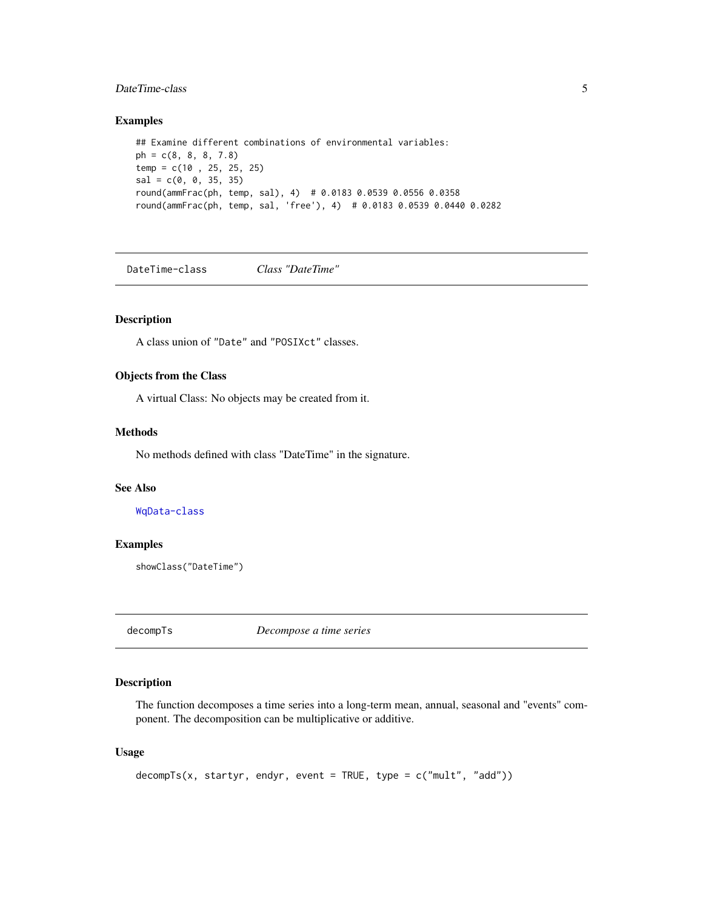### Examples

```
## Examine different combinations of environmental variables:
ph = c(8, 8, 8, 7.8)
temp = c(10 , 25, 25, 25)
sal = c(0, 0, 35, 35)
round(ammFrac(ph, temp, sal), 4)  # 0.0183 0.0539 0.0556 0.0358
round(ammFrac(ph, temp, sal, 'free'), 4)  # 0.0183 0.0539 0.0440 0.0282
```

---

## DateTime-class  *Class "DateTime"*

### Description

A class union of "Date" and "POSIXct" classes.

### Objects from the Class

A virtual Class: No objects may be created from it.

### Methods

No methods defined with class "DateTime" in the signature.

### See Also

WqData-class

### Examples

```
showClass("DateTime")
```

---

## decompTs  *Decompose a time series*

### Description

The function decomposes a time series into a long-term mean, annual, seasonal and "events" component. The decomposition can be multiplicative or additive.

### Usage

```
decompTs(x, startyr, endyr, event = TRUE, type = c("mult", "add"))
```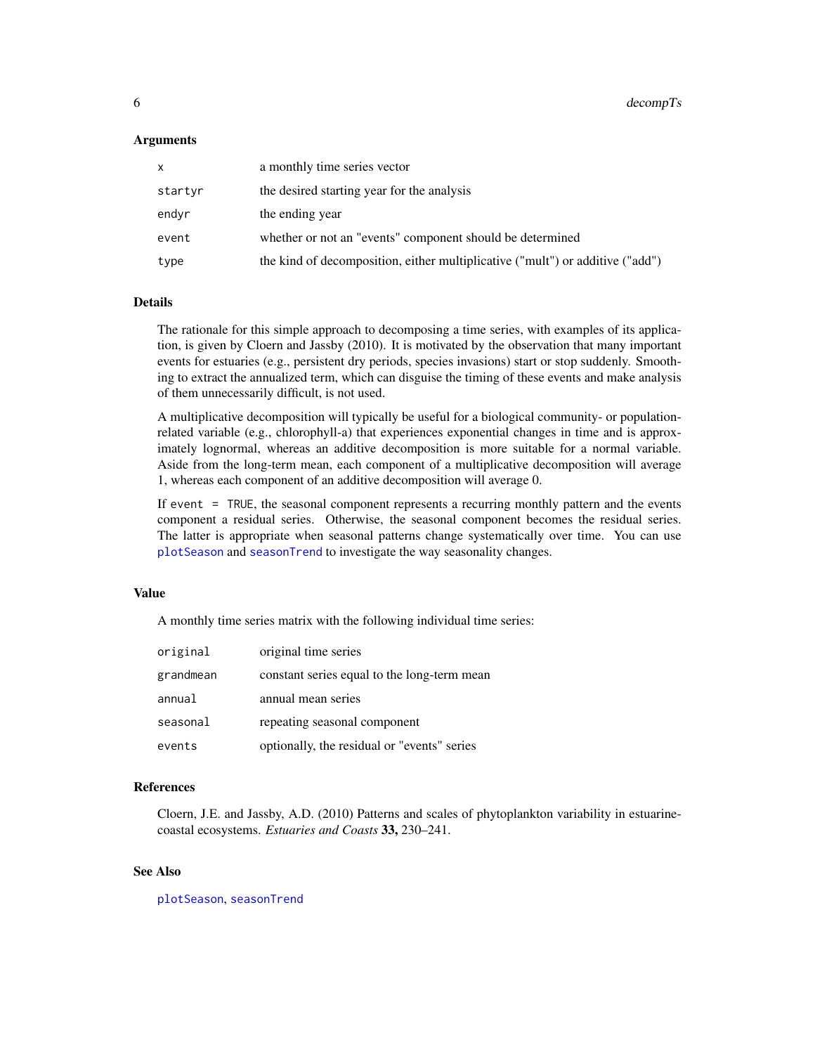### Arguments

| | |
|---|---|
| `x` | a monthly time series vector |
| `startyr` | the desired starting year for the analysis |
| `endyr` | the ending year |
| `event` | whether or not an "events" component should be determined |
| `type` | the kind of decomposition, either multiplicative ("mult") or additive ("add") |

### Details

The rationale for this simple approach to decomposing a time series, with examples of its application, is given by Cloern and Jassby (2010). It is motivated by the observation that many important events for estuaries (e.g., persistent dry periods, species invasions) start or stop suddenly. Smoothing to extract the annualized term, which can disguise the timing of these events and make analysis of them unnecessarily difficult, is not used.

A multiplicative decomposition will typically be useful for a biological community- or population-related variable (e.g., chlorophyll-a) that experiences exponential changes in time and is approximately lognormal, whereas an additive decomposition is more suitable for a normal variable. Aside from the long-term mean, each component of a multiplicative decomposition will average 1, whereas each component of an additive decomposition will average 0.

If `event = TRUE`, the seasonal component represents a recurring monthly pattern and the events component a residual series. Otherwise, the seasonal component becomes the residual series. The latter is appropriate when seasonal patterns change systematically over time. You can use `plotSeason` and `seasonTrend` to investigate the way seasonality changes.

### Value

A monthly time series matrix with the following individual time series:

| | |
|---|---|
| `original` | original time series |
| `grandmean` | constant series equal to the long-term mean |
| `annual` | annual mean series |
| `seasonal` | repeating seasonal component |
| `events` | optionally, the residual or "events" series |

### References

Cloern, J.E. and Jassby, A.D. (2010) Patterns and scales of phytoplankton variability in estuarine-coastal ecosystems. *Estuaries and Coasts* **33,** 230–241.

### See Also

`plotSeason`, `seasonTrend`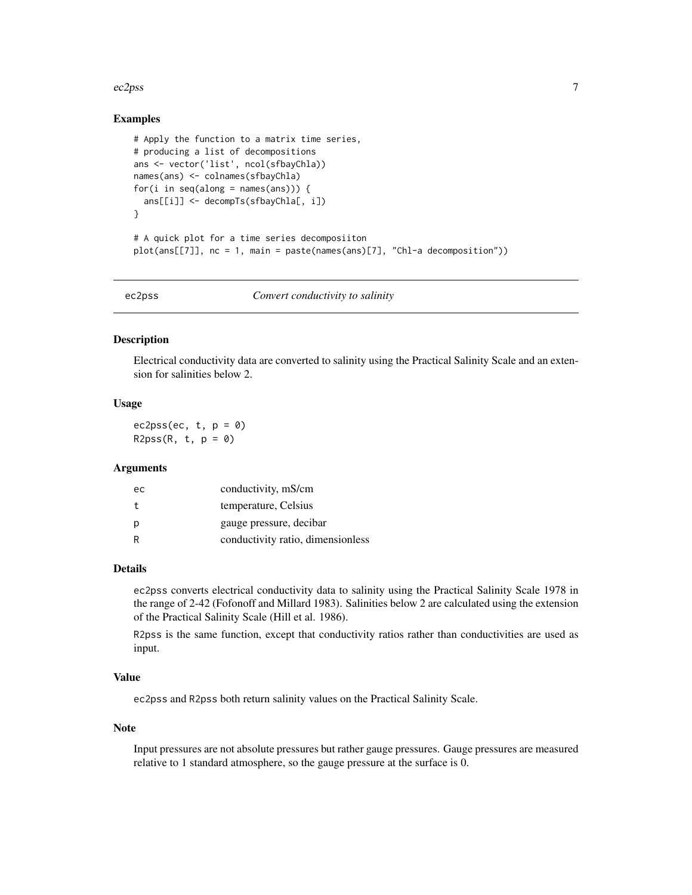## Examples

```
# Apply the function to a matrix time series,
# producing a list of decompositions
ans <- vector('list', ncol(sfbayChla))
names(ans) <- colnames(sfbayChla)
for(i in seq(along = names(ans))) {
  ans[[i]] <- decompTs(sfbayChla[, i])
}

# A quick plot for a time series decomposiiton
plot(ans[[7]], nc = 1, main = paste(names(ans)[7], "Chl-a decomposition"))
```

---

# ec2pss — *Convert conductivity to salinity*

## Description

Electrical conductivity data are converted to salinity using the Practical Salinity Scale and an extension for salinities below 2.

## Usage

```
ec2pss(ec, t, p = 0)
R2pss(R, t, p = 0)
```

## Arguments

| | |
|---|---|
| ec | conductivity, mS/cm |
| t | temperature, Celsius |
| p | gauge pressure, decibar |
| R | conductivity ratio, dimensionless |

## Details

ec2pss converts electrical conductivity data to salinity using the Practical Salinity Scale 1978 in the range of 2-42 (Fofonoff and Millard 1983). Salinities below 2 are calculated using the extension of the Practical Salinity Scale (Hill et al. 1986).

R2pss is the same function, except that conductivity ratios rather than conductivities are used as input.

## Value

ec2pss and R2pss both return salinity values on the Practical Salinity Scale.

## Note

Input pressures are not absolute pressures but rather gauge pressures. Gauge pressures are measured relative to 1 standard atmosphere, so the gauge pressure at the surface is 0.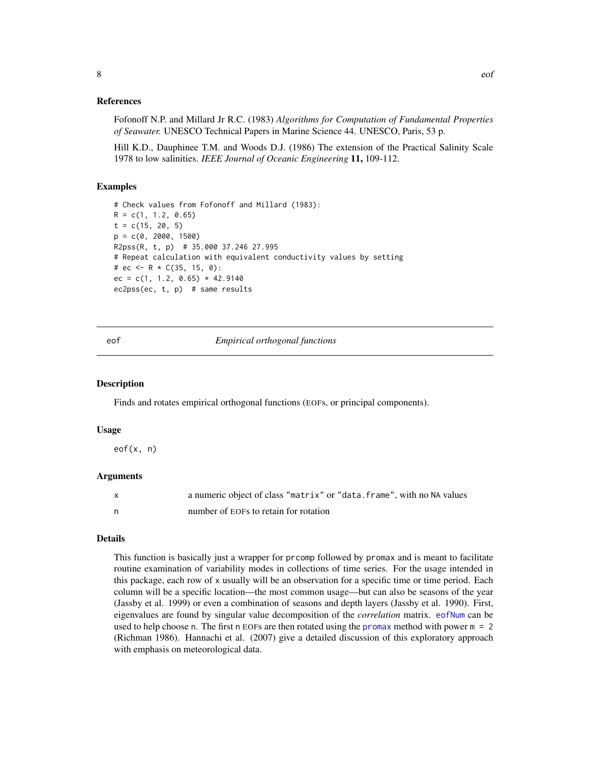### References

Fofonoff N.P. and Millard Jr R.C. (1983) *Algorithms for Computation of Fundamental Properties of Seawater.* UNESCO Technical Papers in Marine Science 44. UNESCO, Paris, 53 p.

Hill K.D., Dauphinee T.M. and Woods D.J. (1986) The extension of the Practical Salinity Scale 1978 to low salinities. *IEEE Journal of Oceanic Engineering* **11,** 109-112.

### Examples

```
# Check values from Fofonoff and Millard (1983):
R = c(1, 1.2, 0.65)
t = c(15, 20, 5)
p = c(0, 2000, 1500)
R2pss(R, t, p)  # 35.000 37.246 27.995
# Repeat calculation with equivalent conductivity values by setting
# ec <- R * C(35, 15, 0):
ec = c(1, 1.2, 0.65) * 42.9140
ec2pss(ec, t, p)  # same results
```

---

## eof — *Empirical orthogonal functions*

---

### Description

Finds and rotates empirical orthogonal functions (EOFs, or principal components).

### Usage

```
eof(x, n)
```

### Arguments

| | |
|---|---|
| x | a numeric object of class "matrix" or "data.frame", with no NA values |
| n | number of EOFs to retain for rotation |

### Details

This function is basically just a wrapper for prcomp followed by promax and is meant to facilitate routine examination of variability modes in collections of time series. For the usage intended in this package, each row of x usually will be an observation for a specific time or time period. Each column will be a specific location—the most common usage—but can also be seasons of the year (Jassby et al. 1999) or even a combination of seasons and depth layers (Jassby et al. 1990). First, eigenvalues are found by singular value decomposition of the *correlation* matrix. eofNum can be used to help choose n. The first n EOFs are then rotated using the promax method with power m = 2 (Richman 1986). Hannachi et al. (2007) give a detailed discussion of this exploratory approach with emphasis on meteorological data.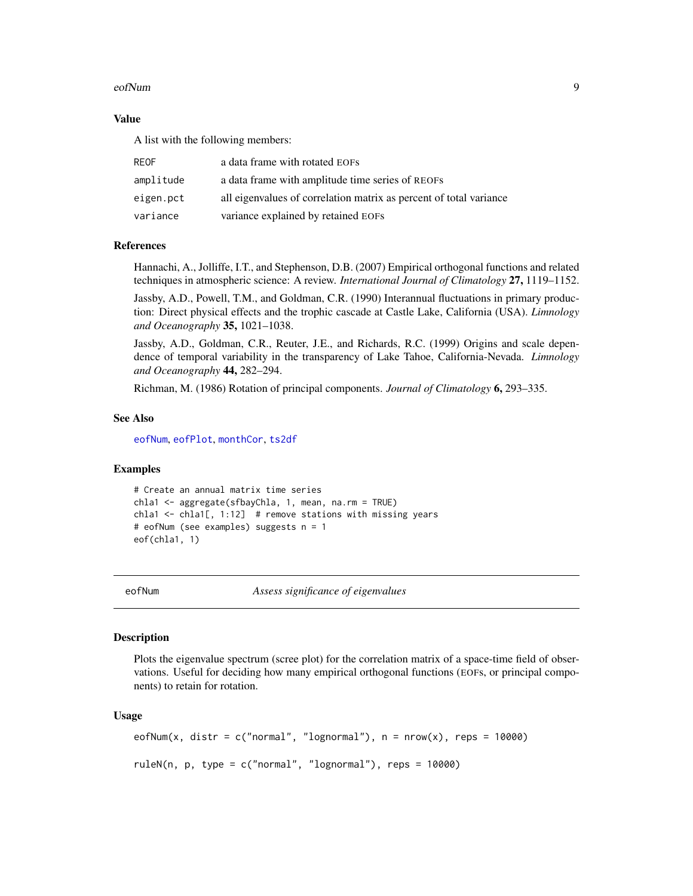### Value

A list with the following members:

| | |
|---|---|
| REOF | a data frame with rotated EOFs |
| amplitude | a data frame with amplitude time series of REOFs |
| eigen.pct | all eigenvalues of correlation matrix as percent of total variance |
| variance | variance explained by retained EOFs |

### References

Hannachi, A., Jolliffe, I.T., and Stephenson, D.B. (2007) Empirical orthogonal functions and related techniques in atmospheric science: A review. *International Journal of Climatology* **27,** 1119–1152.

Jassby, A.D., Powell, T.M., and Goldman, C.R. (1990) Interannual fluctuations in primary production: Direct physical effects and the trophic cascade at Castle Lake, California (USA). *Limnology and Oceanography* **35,** 1021–1038.

Jassby, A.D., Goldman, C.R., Reuter, J.E., and Richards, R.C. (1999) Origins and scale dependence of temporal variability in the transparency of Lake Tahoe, California-Nevada. *Limnology and Oceanography* **44,** 282–294.

Richman, M. (1986) Rotation of principal components. *Journal of Climatology* **6,** 293–335.

### See Also

eofNum, eofPlot, monthCor, ts2df

### Examples

```
# Create an annual matrix time series
chla1 <- aggregate(sfbayChla, 1, mean, na.rm = TRUE)
chla1 <- chla1[, 1:12]  # remove stations with missing years
# eofNum (see examples) suggests n = 1
eof(chla1, 1)
```

---

## eofNum — *Assess significance of eigenvalues*

### Description

Plots the eigenvalue spectrum (scree plot) for the correlation matrix of a space-time field of observations. Useful for deciding how many empirical orthogonal functions (EOFs, or principal components) to retain for rotation.

### Usage

```
eofNum(x, distr = c("normal", "lognormal"), n = nrow(x), reps = 10000)

ruleN(n, p, type = c("normal", "lognormal"), reps = 10000)
```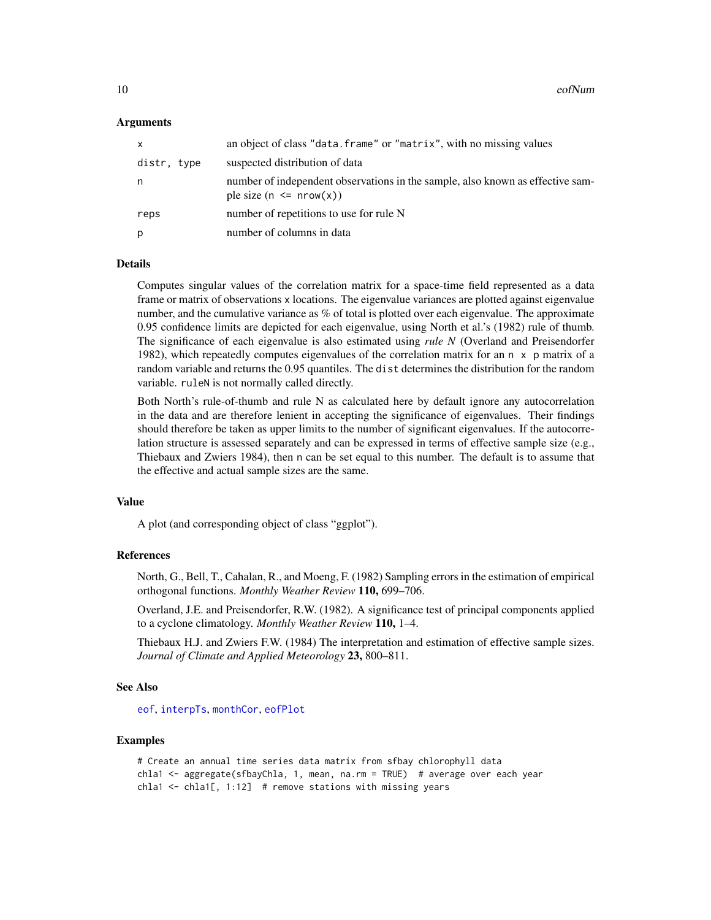### Arguments

| | |
|---|---|
| x | an object of class "data.frame" or "matrix", with no missing values |
| distr, type | suspected distribution of data |
| n | number of independent observations in the sample, also known as effective sample size (n <= nrow(x)) |
| reps | number of repetitions to use for rule N |
| p | number of columns in data |

### Details

Computes singular values of the correlation matrix for a space-time field represented as a data frame or matrix of observations x locations. The eigenvalue variances are plotted against eigenvalue number, and the cumulative variance as % of total is plotted over each eigenvalue. The approximate 0.95 confidence limits are depicted for each eigenvalue, using North et al.'s (1982) rule of thumb. The significance of each eigenvalue is also estimated using *rule N* (Overland and Preisendorfer 1982), which repeatedly computes eigenvalues of the correlation matrix for an n x p matrix of a random variable and returns the 0.95 quantiles. The dist determines the distribution for the random variable. ruleN is not normally called directly.

Both North's rule-of-thumb and rule N as calculated here by default ignore any autocorrelation in the data and are therefore lenient in accepting the significance of eigenvalues. Their findings should therefore be taken as upper limits to the number of significant eigenvalues. If the autocorrelation structure is assessed separately and can be expressed in terms of effective sample size (e.g., Thiebaux and Zwiers 1984), then n can be set equal to this number. The default is to assume that the effective and actual sample sizes are the same.

### Value

A plot (and corresponding object of class "ggplot").

### References

North, G., Bell, T., Cahalan, R., and Moeng, F. (1982) Sampling errors in the estimation of empirical orthogonal functions. *Monthly Weather Review* **110,** 699–706.

Overland, J.E. and Preisendorfer, R.W. (1982). A significance test of principal components applied to a cyclone climatology. *Monthly Weather Review* **110,** 1–4.

Thiebaux H.J. and Zwiers F.W. (1984) The interpretation and estimation of effective sample sizes. *Journal of Climate and Applied Meteorology* **23,** 800–811.

### See Also

eof, interpTs, monthCor, eofPlot

### Examples

```
# Create an annual time series data matrix from sfbay chlorophyll data
chla1 <- aggregate(sfbayChla, 1, mean, na.rm = TRUE)  # average over each year
chla1 <- chla1[, 1:12]  # remove stations with missing years
```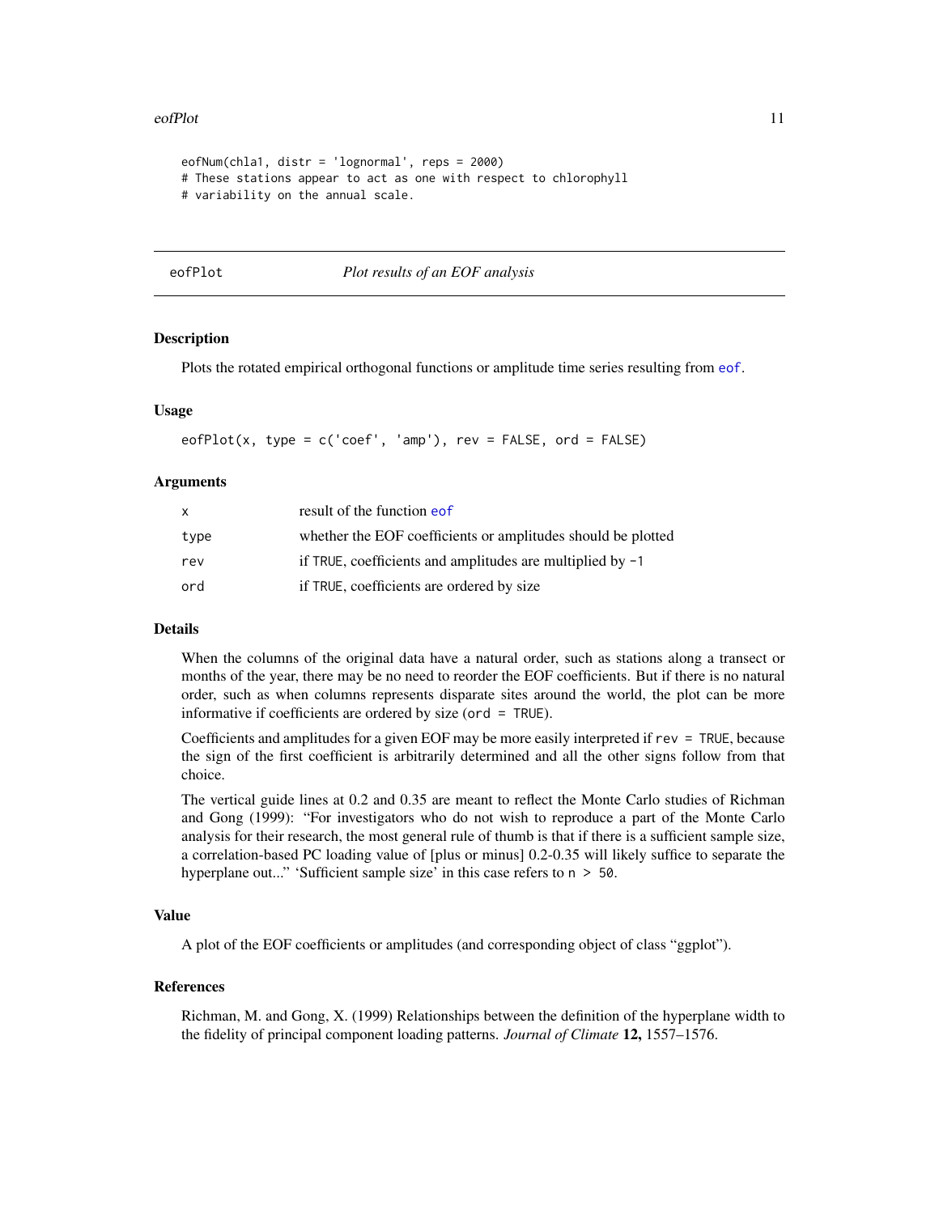```
eofNum(chla1, distr = 'lognormal', reps = 2000)
# These stations appear to act as one with respect to chlorophyll
# variability on the annual scale.
```

---

## eofPlot — *Plot results of an EOF analysis*

### Description

Plots the rotated empirical orthogonal functions or amplitude time series resulting from `eof`.

### Usage

```
eofPlot(x, type = c('coef', 'amp'), rev = FALSE, ord = FALSE)
```

### Arguments

| | |
|---|---|
| `x` | result of the function `eof` |
| `type` | whether the EOF coefficients or amplitudes should be plotted |
| `rev` | if `TRUE`, coefficients and amplitudes are multiplied by `-1` |
| `ord` | if `TRUE`, coefficients are ordered by size |

### Details

When the columns of the original data have a natural order, such as stations along a transect or months of the year, there may be no need to reorder the EOF coefficients. But if there is no natural order, such as when columns represents disparate sites around the world, the plot can be more informative if coefficients are ordered by size (`ord = TRUE`).

Coefficients and amplitudes for a given EOF may be more easily interpreted if `rev = TRUE`, because the sign of the first coefficient is arbitrarily determined and all the other signs follow from that choice.

The vertical guide lines at 0.2 and 0.35 are meant to reflect the Monte Carlo studies of Richman and Gong (1999): "For investigators who do not wish to reproduce a part of the Monte Carlo analysis for their research, the most general rule of thumb is that if there is a sufficient sample size, a correlation-based PC loading value of [plus or minus] 0.2-0.35 will likely suffice to separate the hyperplane out..." 'Sufficient sample size' in this case refers to `n > 50`.

### Value

A plot of the EOF coefficients or amplitudes (and corresponding object of class "ggplot").

### References

Richman, M. and Gong, X. (1999) Relationships between the definition of the hyperplane width to the fidelity of principal component loading patterns. *Journal of Climate* **12,** 1557–1576.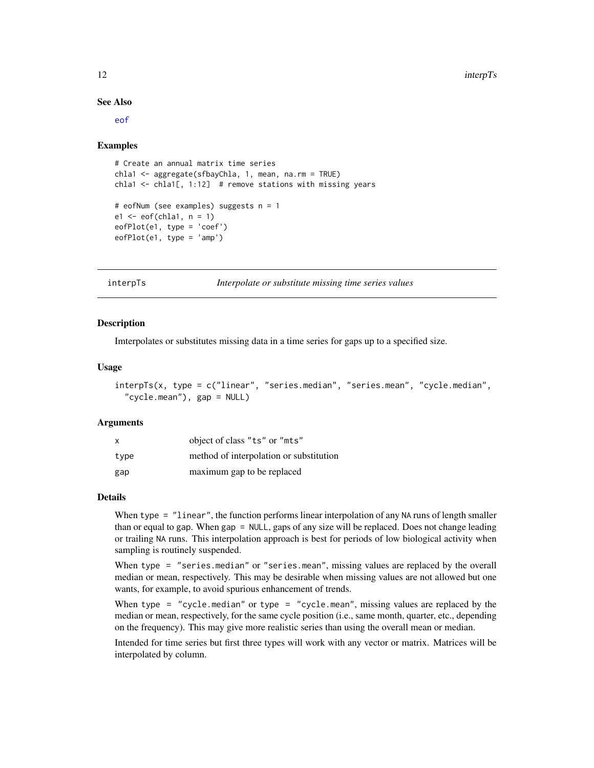### See Also

eof

### Examples

```
# Create an annual matrix time series
chla1 <- aggregate(sfbayChla, 1, mean, na.rm = TRUE)
chla1 <- chla1[, 1:12]  # remove stations with missing years

# eofNum (see examples) suggests n = 1
e1 <- eof(chla1, n = 1)
eofPlot(e1, type = 'coef')
eofPlot(e1, type = 'amp')
```

---

## interpTs — *Interpolate or substitute missing time series values*

---

### Description

Imterpolates or substitutes missing data in a time series for gaps up to a specified size.

### Usage

```
interpTs(x, type = c("linear", "series.median", "series.mean", "cycle.median",
  "cycle.mean"), gap = NULL)
```

### Arguments

| | |
|---|---|
| x | object of class "ts" or "mts" |
| type | method of interpolation or substitution |
| gap | maximum gap to be replaced |

### Details

When `type = "linear"`, the function performs linear interpolation of any `NA` runs of length smaller than or equal to gap. When `gap = NULL`, gaps of any size will be replaced. Does not change leading or trailing `NA` runs. This interpolation approach is best for periods of low biological activity when sampling is routinely suspended.

When `type = "series.median"` or `"series.mean"`, missing values are replaced by the overall median or mean, respectively. This may be desirable when missing values are not allowed but one wants, for example, to avoid spurious enhancement of trends.

When `type = "cycle.median"` or `type = "cycle.mean"`, missing values are replaced by the median or mean, respectively, for the same cycle position (i.e., same month, quarter, etc., depending on the frequency). This may give more realistic series than using the overall mean or median.

Intended for time series but first three types will work with any vector or matrix. Matrices will be interpolated by column.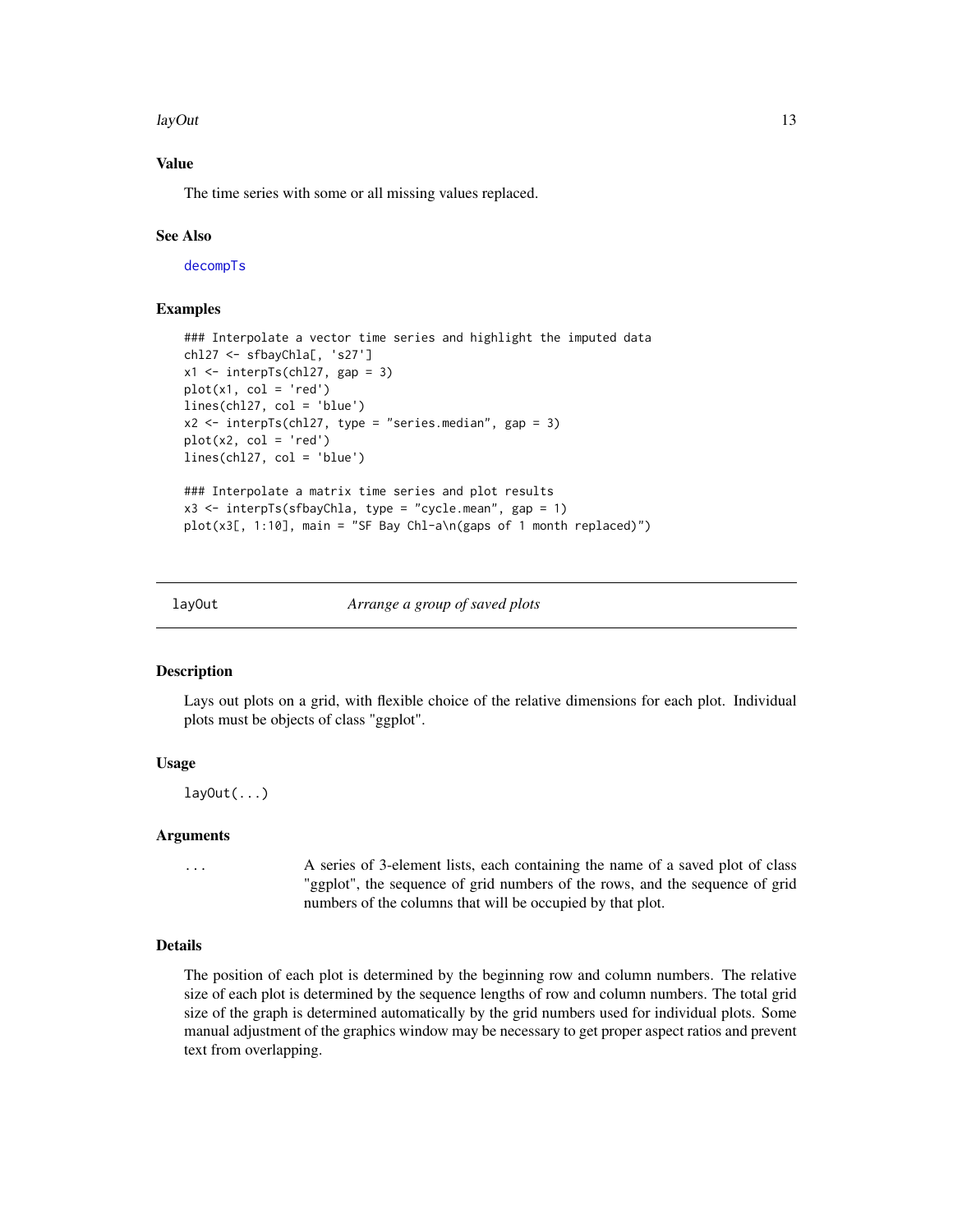## Value

The time series with some or all missing values replaced.

## See Also

decompTs

## Examples

```
### Interpolate a vector time series and highlight the imputed data
chl27 <- sfbayChla[, 's27']
x1 <- interpTs(chl27, gap = 3)
plot(x1, col = 'red')
lines(chl27, col = 'blue')
x2 <- interpTs(chl27, type = "series.median", gap = 3)
plot(x2, col = 'red')
lines(chl27, col = 'blue')

### Interpolate a matrix time series and plot results
x3 <- interpTs(sfbayChla, type = "cycle.mean", gap = 1)
plot(x3[, 1:10], main = "SF Bay Chl-a\n(gaps of 1 month replaced)")
```

---

# layOut — *Arrange a group of saved plots*

## Description

Lays out plots on a grid, with flexible choice of the relative dimensions for each plot. Individual plots must be objects of class "ggplot".

## Usage

```
layOut(...)
```

## Arguments

| | |
|---|---|
| ... | A series of 3-element lists, each containing the name of a saved plot of class "ggplot", the sequence of grid numbers of the rows, and the sequence of grid numbers of the columns that will be occupied by that plot. |

## Details

The position of each plot is determined by the beginning row and column numbers. The relative size of each plot is determined by the sequence lengths of row and column numbers. The total grid size of the graph is determined automatically by the grid numbers used for individual plots. Some manual adjustment of the graphics window may be necessary to get proper aspect ratios and prevent text from overlapping.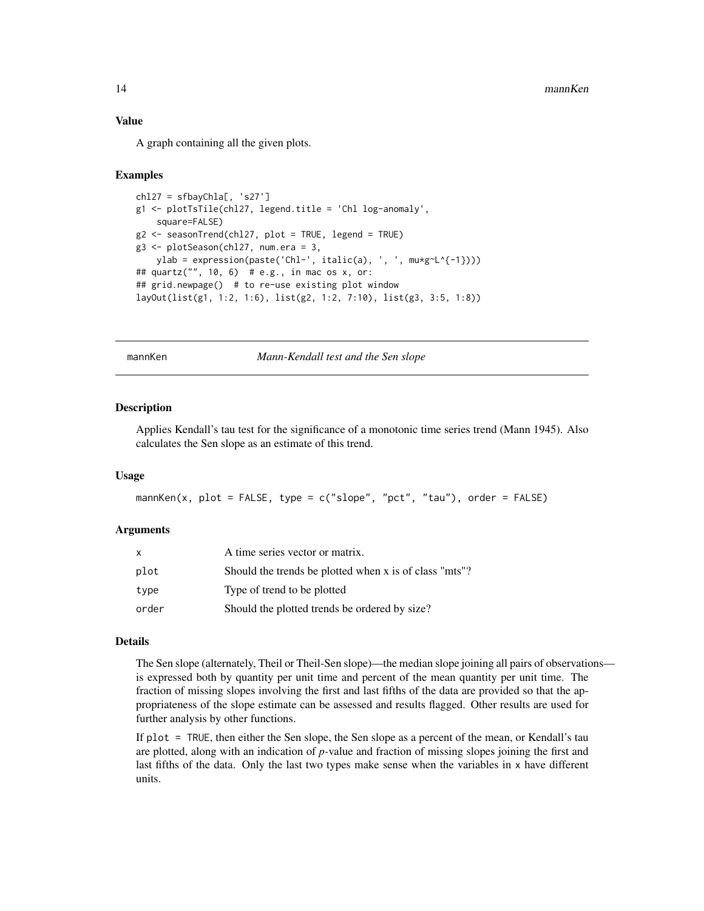### Value

A graph containing all the given plots.

### Examples

```
chl27 = sfbayChla[, 's27']
g1 <- plotTsTile(chl27, legend.title = 'Chl log-anomaly',
    square=FALSE)
g2 <- seasonTrend(chl27, plot = TRUE, legend = TRUE)
g3 <- plotSeason(chl27, num.era = 3,
    ylab = expression(paste('Chl-', italic(a), ', ', mu*g~L^{-1})))
## quartz("", 10, 6)  # e.g., in mac os x, or:
## grid.newpage()  # to re-use existing plot window
layOut(list(g1, 1:2, 1:6), list(g2, 1:2, 7:10), list(g3, 3:5, 1:8))
```

---

## mannKen — *Mann-Kendall test and the Sen slope*

### Description

Applies Kendall's tau test for the significance of a monotonic time series trend (Mann 1945). Also calculates the Sen slope as an estimate of this trend.

### Usage

```
mannKen(x, plot = FALSE, type = c("slope", "pct", "tau"), order = FALSE)
```

### Arguments

| | |
|---|---|
| `x` | A time series vector or matrix. |
| `plot` | Should the trends be plotted when x is of class "mts"? |
| `type` | Type of trend to be plotted |
| `order` | Should the plotted trends be ordered by size? |

### Details

The Sen slope (alternately, Theil or Theil-Sen slope)—the median slope joining all pairs of observations—is expressed both by quantity per unit time and percent of the mean quantity per unit time. The fraction of missing slopes involving the first and last fifths of the data are provided so that the appropriateness of the slope estimate can be assessed and results flagged. Other results are used for further analysis by other functions.

If `plot = TRUE`, then either the Sen slope, the Sen slope as a percent of the mean, or Kendall's tau are plotted, along with an indication of *p*-value and fraction of missing slopes joining the first and last fifths of the data. Only the last two types make sense when the variables in `x` have different units.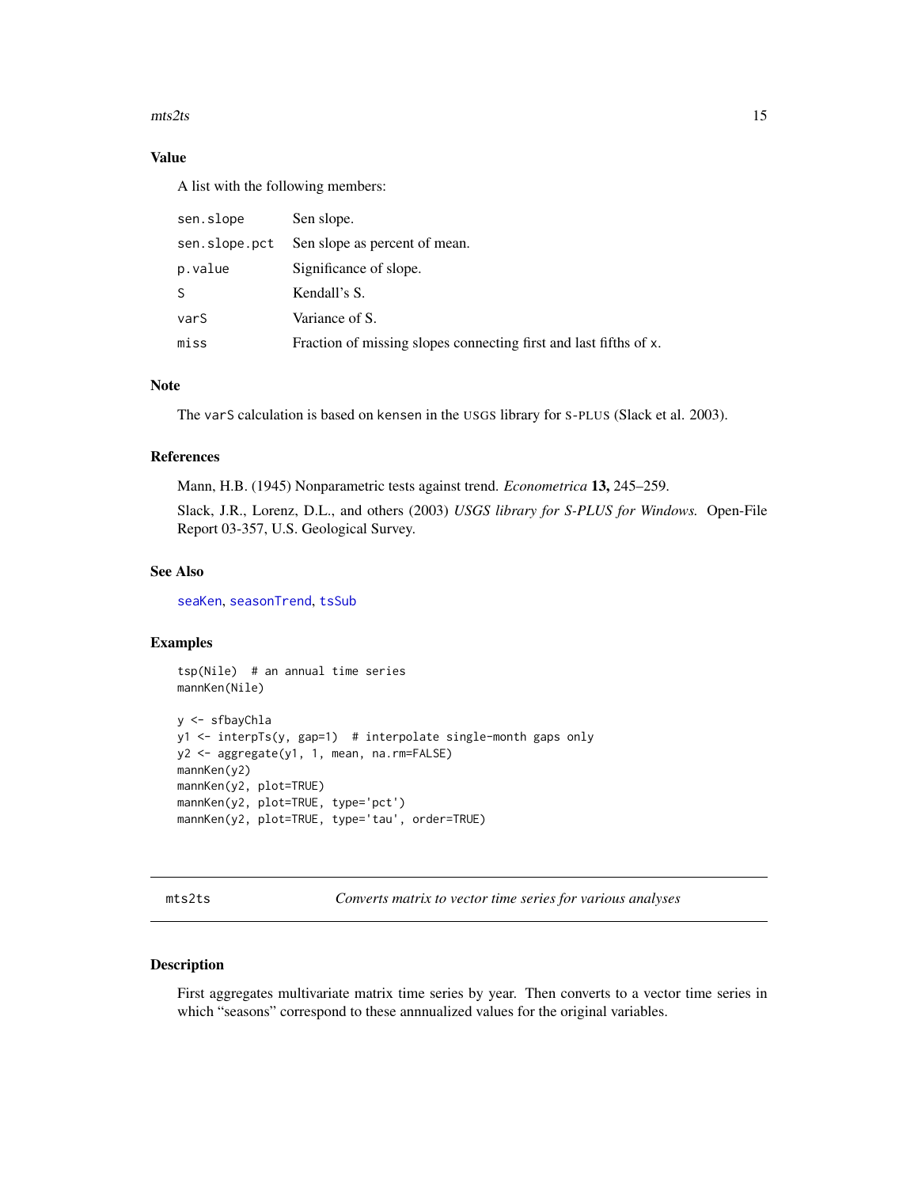## Value

A list with the following members:

| | |
|---|---|
| sen.slope | Sen slope. |
| sen.slope.pct | Sen slope as percent of mean. |
| p.value | Significance of slope. |
| S | Kendall's S. |
| varS | Variance of S. |
| miss | Fraction of missing slopes connecting first and last fifths of x. |

## Note

The varS calculation is based on kensen in the USGS library for S-PLUS (Slack et al. 2003).

## References

Mann, H.B. (1945) Nonparametric tests against trend. *Econometrica* **13,** 245–259.

Slack, J.R., Lorenz, D.L., and others (2003) *USGS library for S-PLUS for Windows.* Open-File Report 03-357, U.S. Geological Survey.

## See Also

seaKen, seasonTrend, tsSub

## Examples

```
tsp(Nile)  # an annual time series
mannKen(Nile)

y <- sfbayChla
y1 <- interpTs(y, gap=1)  # interpolate single-month gaps only
y2 <- aggregate(y1, 1, mean, na.rm=FALSE)
mannKen(y2)
mannKen(y2, plot=TRUE)
mannKen(y2, plot=TRUE, type='pct')
mannKen(y2, plot=TRUE, type='tau', order=TRUE)
```

---

# mts2ts — *Converts matrix to vector time series for various analyses*

## Description

First aggregates multivariate matrix time series by year. Then converts to a vector time series in which "seasons" correspond to these annnualized values for the original variables.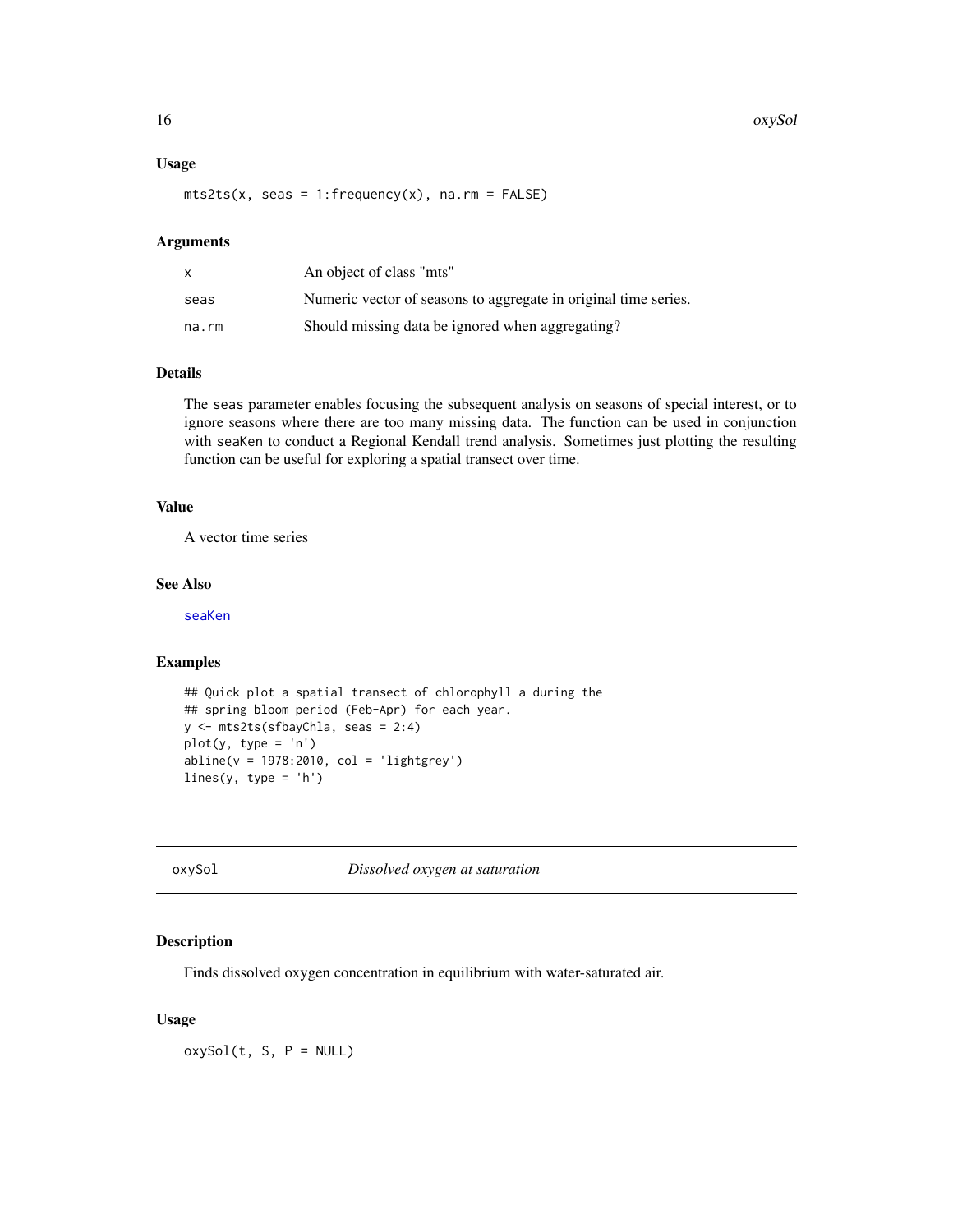### Usage

```
mts2ts(x, seas = 1:frequency(x), na.rm = FALSE)
```

### Arguments

| | |
|---|---|
| x | An object of class "mts" |
| seas | Numeric vector of seasons to aggregate in original time series. |
| na.rm | Should missing data be ignored when aggregating? |

### Details

The seas parameter enables focusing the subsequent analysis on seasons of special interest, or to ignore seasons where there are too many missing data. The function can be used in conjunction with seaKen to conduct a Regional Kendall trend analysis. Sometimes just plotting the resulting function can be useful for exploring a spatial transect over time.

### Value

A vector time series

### See Also

seaKen

### Examples

```
## Quick plot a spatial transect of chlorophyll a during the
## spring bloom period (Feb-Apr) for each year.
y <- mts2ts(sfbayChla, seas = 2:4)
plot(y, type = 'n')
abline(v = 1978:2010, col = 'lightgrey')
lines(y, type = 'h')
```

---

## oxySol — *Dissolved oxygen at saturation*

### Description

Finds dissolved oxygen concentration in equilibrium with water-saturated air.

### Usage

```
oxySol(t, S, P = NULL)
```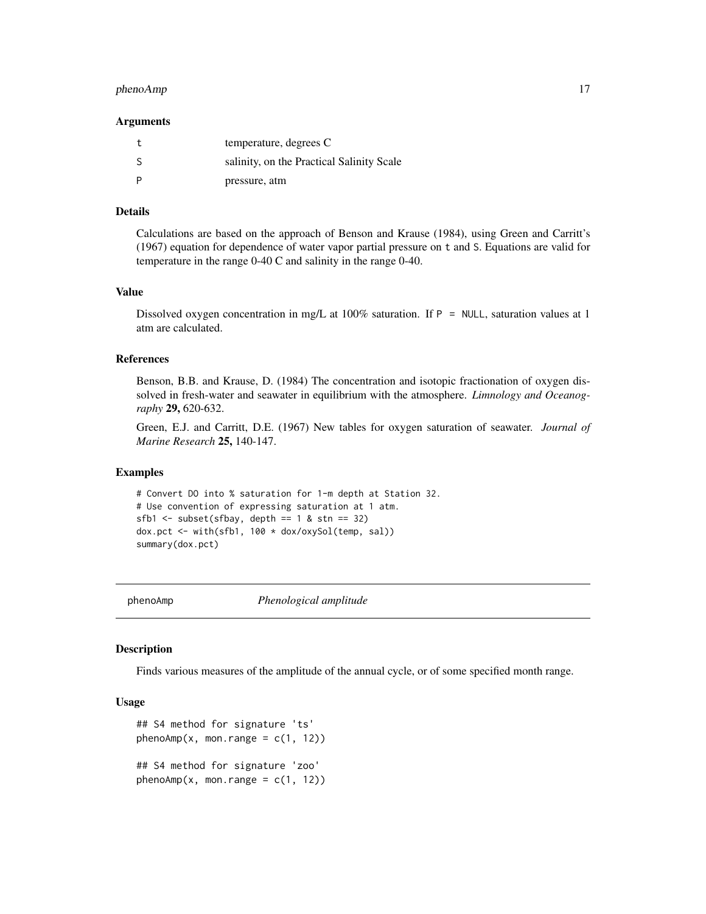### Arguments

| | |
|---|---|
| t | temperature, degrees C |
| S | salinity, on the Practical Salinity Scale |
| P | pressure, atm |

### Details

Calculations are based on the approach of Benson and Krause (1984), using Green and Carritt's (1967) equation for dependence of water vapor partial pressure on t and S. Equations are valid for temperature in the range 0-40 C and salinity in the range 0-40.

### Value

Dissolved oxygen concentration in mg/L at 100% saturation. If P = NULL, saturation values at 1 atm are calculated.

### References

Benson, B.B. and Krause, D. (1984) The concentration and isotopic fractionation of oxygen dissolved in fresh-water and seawater in equilibrium with the atmosphere. *Limnology and Oceanography* **29,** 620-632.

Green, E.J. and Carritt, D.E. (1967) New tables for oxygen saturation of seawater. *Journal of Marine Research* **25,** 140-147.

### Examples

```
# Convert DO into % saturation for 1-m depth at Station 32.
# Use convention of expressing saturation at 1 atm.
sfb1 <- subset(sfbay, depth == 1 & stn == 32)
dox.pct <- with(sfb1, 100 * dox/oxySol(temp, sal))
summary(dox.pct)
```

---

## phenoAmp *Phenological amplitude*

### Description

Finds various measures of the amplitude of the annual cycle, or of some specified month range.

### Usage

```
## S4 method for signature 'ts'
phenoAmp(x, mon.range = c(1, 12))

## S4 method for signature 'zoo'
phenoAmp(x, mon.range = c(1, 12))
```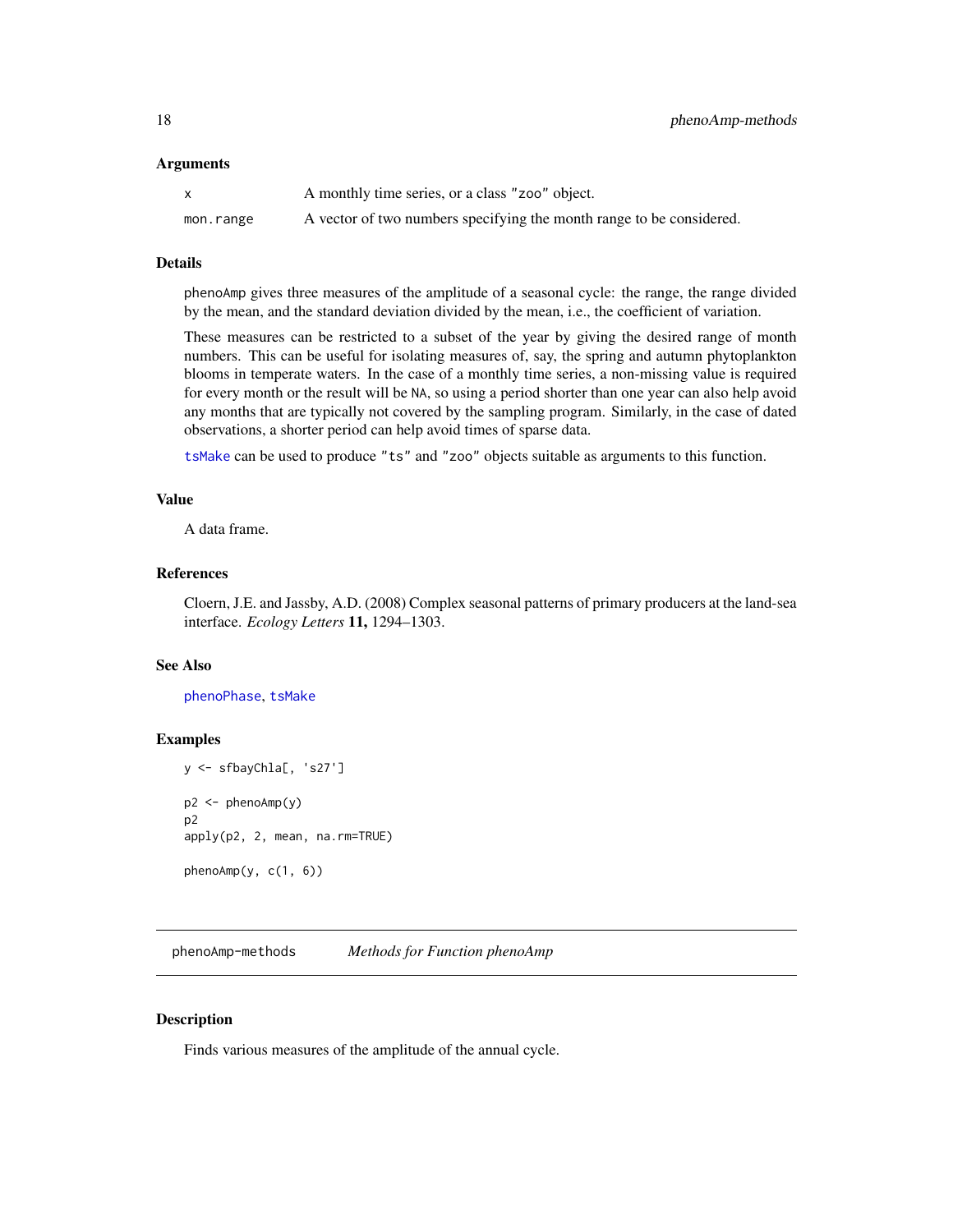### Arguments

| | |
|---|---|
| `x` | A monthly time series, or a class "zoo" object. |
| `mon.range` | A vector of two numbers specifying the month range to be considered. |

### Details

phenoAmp gives three measures of the amplitude of a seasonal cycle: the range, the range divided by the mean, and the standard deviation divided by the mean, i.e., the coefficient of variation.

These measures can be restricted to a subset of the year by giving the desired range of month numbers. This can be useful for isolating measures of, say, the spring and autumn phytoplankton blooms in temperate waters. In the case of a monthly time series, a non-missing value is required for every month or the result will be NA, so using a period shorter than one year can also help avoid any months that are typically not covered by the sampling program. Similarly, in the case of dated observations, a shorter period can help avoid times of sparse data.

tsMake can be used to produce "ts" and "zoo" objects suitable as arguments to this function.

### Value

A data frame.

### References

Cloern, J.E. and Jassby, A.D. (2008) Complex seasonal patterns of primary producers at the land-sea interface. *Ecology Letters* **11,** 1294–1303.

### See Also

phenoPhase, tsMake

### Examples

```
y <- sfbayChla[, 's27']

p2 <- phenoAmp(y)
p2
apply(p2, 2, mean, na.rm=TRUE)

phenoAmp(y, c(1, 6))
```

---

## phenoAmp-methods *Methods for Function phenoAmp*

### Description

Finds various measures of the amplitude of the annual cycle.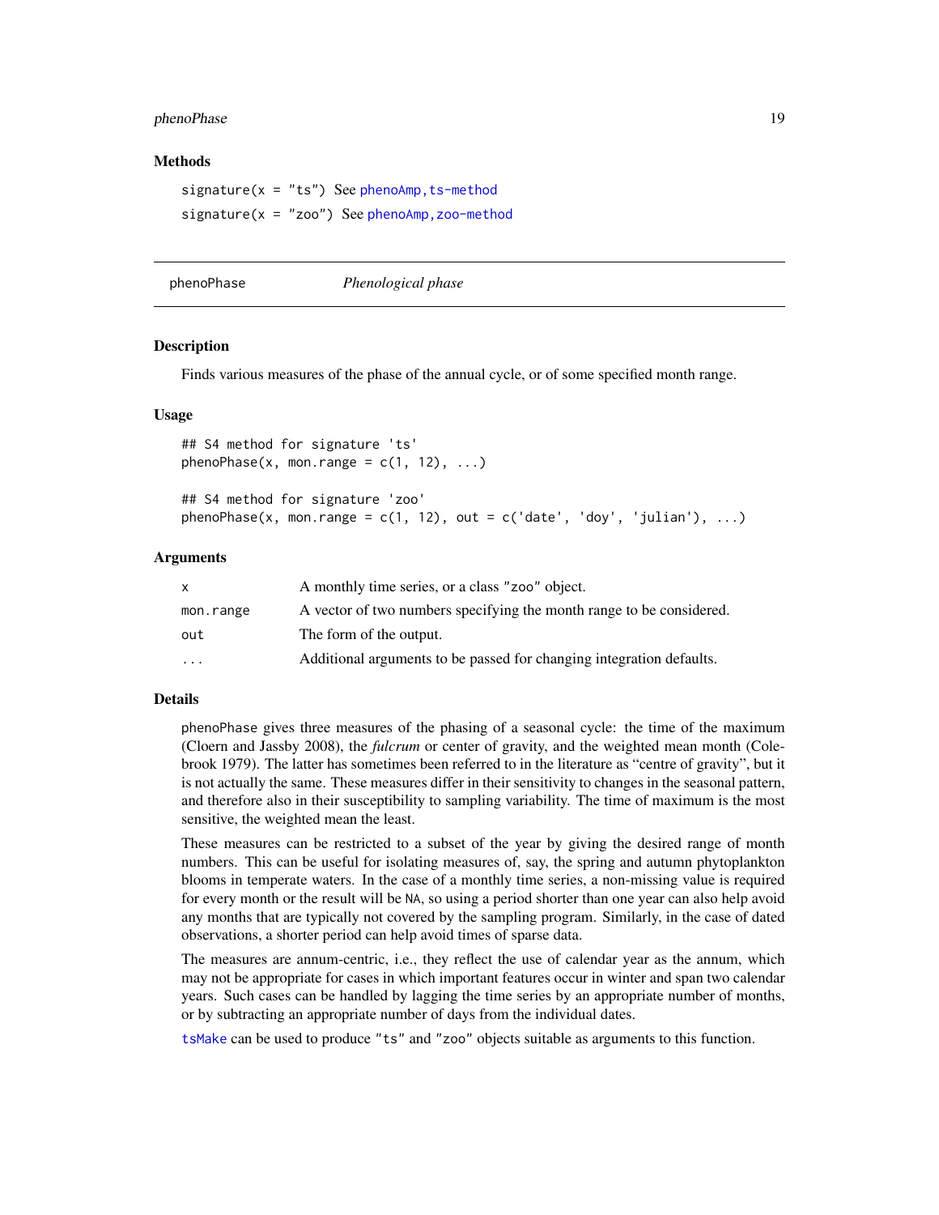### Methods

signature(x = "ts") See phenoAmp,ts-method

signature(x = "zoo") See phenoAmp,zoo-method

---

## phenoPhase *Phenological phase*

### Description

Finds various measures of the phase of the annual cycle, or of some specified month range.

### Usage

```
## S4 method for signature 'ts'
phenoPhase(x, mon.range = c(1, 12), ...)

## S4 method for signature 'zoo'
phenoPhase(x, mon.range = c(1, 12), out = c('date', 'doy', 'julian'), ...)
```

### Arguments

| | |
|---|---|
| x | A monthly time series, or a class "zoo" object. |
| mon.range | A vector of two numbers specifying the month range to be considered. |
| out | The form of the output. |
| ... | Additional arguments to be passed for changing integration defaults. |

### Details

phenoPhase gives three measures of the phasing of a seasonal cycle: the time of the maximum (Cloern and Jassby 2008), the *fulcrum* or center of gravity, and the weighted mean month (Colebrook 1979). The latter has sometimes been referred to in the literature as "centre of gravity", but it is not actually the same. These measures differ in their sensitivity to changes in the seasonal pattern, and therefore also in their susceptibility to sampling variability. The time of maximum is the most sensitive, the weighted mean the least.

These measures can be restricted to a subset of the year by giving the desired range of month numbers. This can be useful for isolating measures of, say, the spring and autumn phytoplankton blooms in temperate waters. In the case of a monthly time series, a non-missing value is required for every month or the result will be NA, so using a period shorter than one year can also help avoid any months that are typically not covered by the sampling program. Similarly, in the case of dated observations, a shorter period can help avoid times of sparse data.

The measures are annum-centric, i.e., they reflect the use of calendar year as the annum, which may not be appropriate for cases in which important features occur in winter and span two calendar years. Such cases can be handled by lagging the time series by an appropriate number of months, or by subtracting an appropriate number of days from the individual dates.

tsMake can be used to produce "ts" and "zoo" objects suitable as arguments to this function.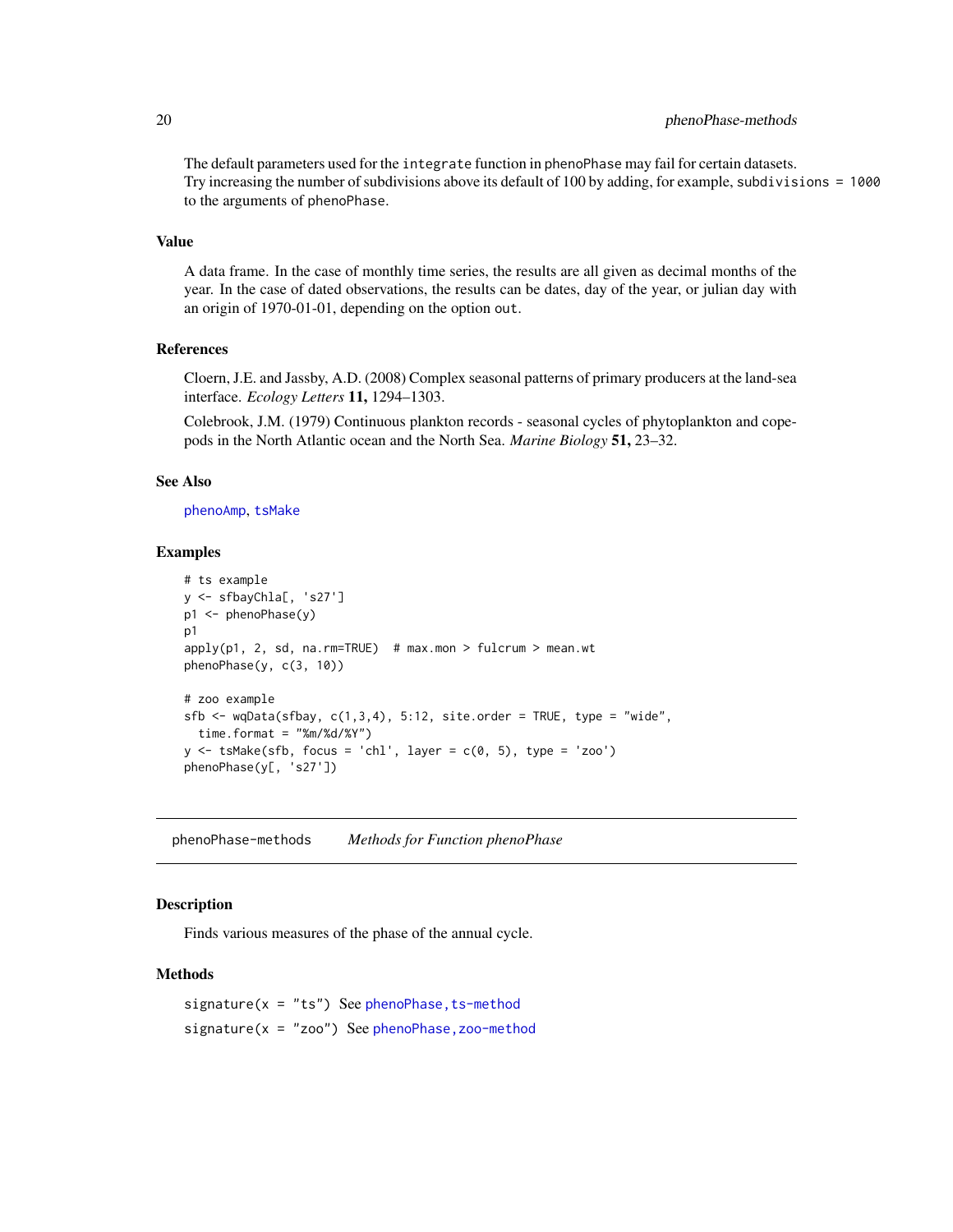The default parameters used for the `integrate` function in phenoPhase may fail for certain datasets. Try increasing the number of subdivisions above its default of 100 by adding, for example, `subdivisions = 1000` to the arguments of `phenoPhase`.

### Value

A data frame. In the case of monthly time series, the results are all given as decimal months of the year. In the case of dated observations, the results can be dates, day of the year, or julian day with an origin of 1970-01-01, depending on the option `out`.

### References

Cloern, J.E. and Jassby, A.D. (2008) Complex seasonal patterns of primary producers at the land-sea interface. *Ecology Letters* **11,** 1294–1303.

Colebrook, J.M. (1979) Continuous plankton records - seasonal cycles of phytoplankton and copepods in the North Atlantic ocean and the North Sea. *Marine Biology* **51,** 23–32.

### See Also

phenoAmp, tsMake

### Examples

```
# ts example
y <- sfbayChla[, 's27']
p1 <- phenoPhase(y)
p1
apply(p1, 2, sd, na.rm=TRUE)  # max.mon > fulcrum > mean.wt
phenoPhase(y, c(3, 10))

# zoo example
sfb <- wqData(sfbay, c(1,3,4), 5:12, site.order = TRUE, type = "wide",
  time.format = "%m/%d/%Y")
y <- tsMake(sfb, focus = 'chl', layer = c(0, 5), type = 'zoo')
phenoPhase(y[, 's27'])
```

---

## phenoPhase-methods    *Methods for Function phenoPhase*

### Description

Finds various measures of the phase of the annual cycle.

### Methods

`signature(x = "ts")` See phenoPhase,ts-method

`signature(x = "zoo")` See phenoPhase,zoo-method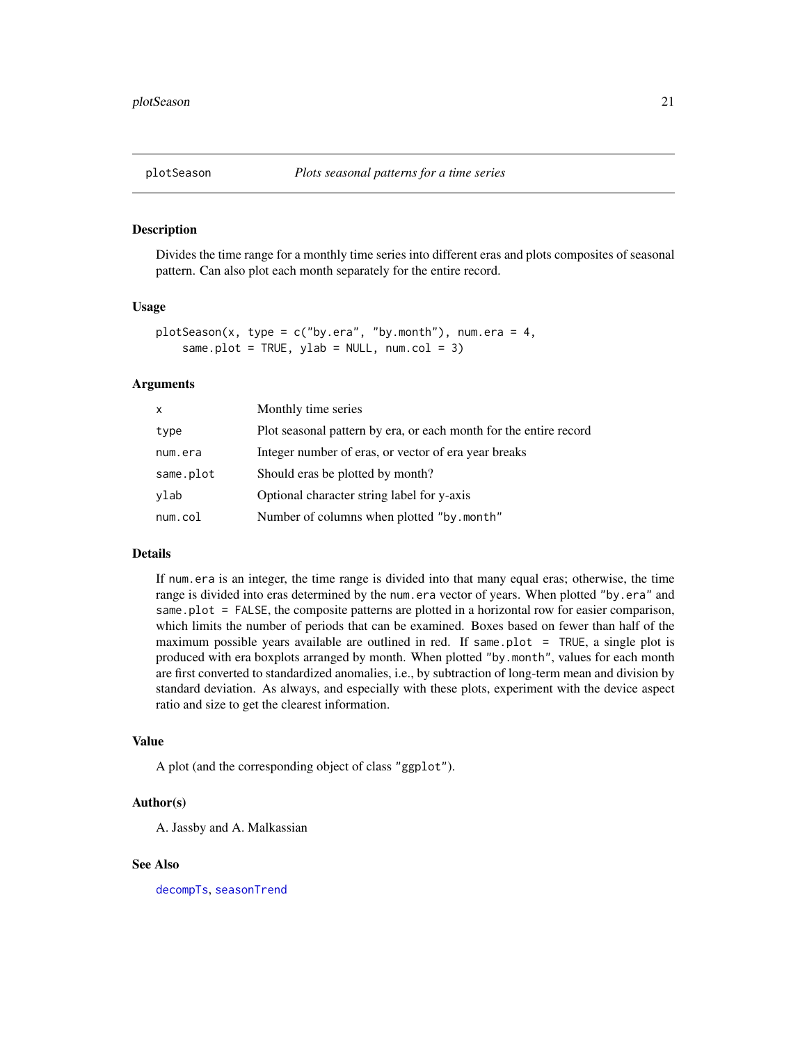# plotSeason *Plots seasonal patterns for a time series*

## Description

Divides the time range for a monthly time series into different eras and plots composites of seasonal pattern. Can also plot each month separately for the entire record.

## Usage

```
plotSeason(x, type = c("by.era", "by.month"), num.era = 4,
    same.plot = TRUE, ylab = NULL, num.col = 3)
```

## Arguments

| | |
|---|---|
| `x` | Monthly time series |
| `type` | Plot seasonal pattern by era, or each month for the entire record |
| `num.era` | Integer number of eras, or vector of era year breaks |
| `same.plot` | Should eras be plotted by month? |
| `ylab` | Optional character string label for y-axis |
| `num.col` | Number of columns when plotted `"by.month"` |

## Details

If `num.era` is an integer, the time range is divided into that many equal eras; otherwise, the time range is divided into eras determined by the `num.era` vector of years. When plotted `"by.era"` and `same.plot = FALSE`, the composite patterns are plotted in a horizontal row for easier comparison, which limits the number of periods that can be examined. Boxes based on fewer than half of the maximum possible years available are outlined in red. If `same.plot = TRUE`, a single plot is produced with era boxplots arranged by month. When plotted `"by.month"`, values for each month are first converted to standardized anomalies, i.e., by subtraction of long-term mean and division by standard deviation. As always, and especially with these plots, experiment with the device aspect ratio and size to get the clearest information.

## Value

A plot (and the corresponding object of class `"ggplot"`).

## Author(s)

A. Jassby and A. Malkassian

## See Also

`decompTs`, `seasonTrend`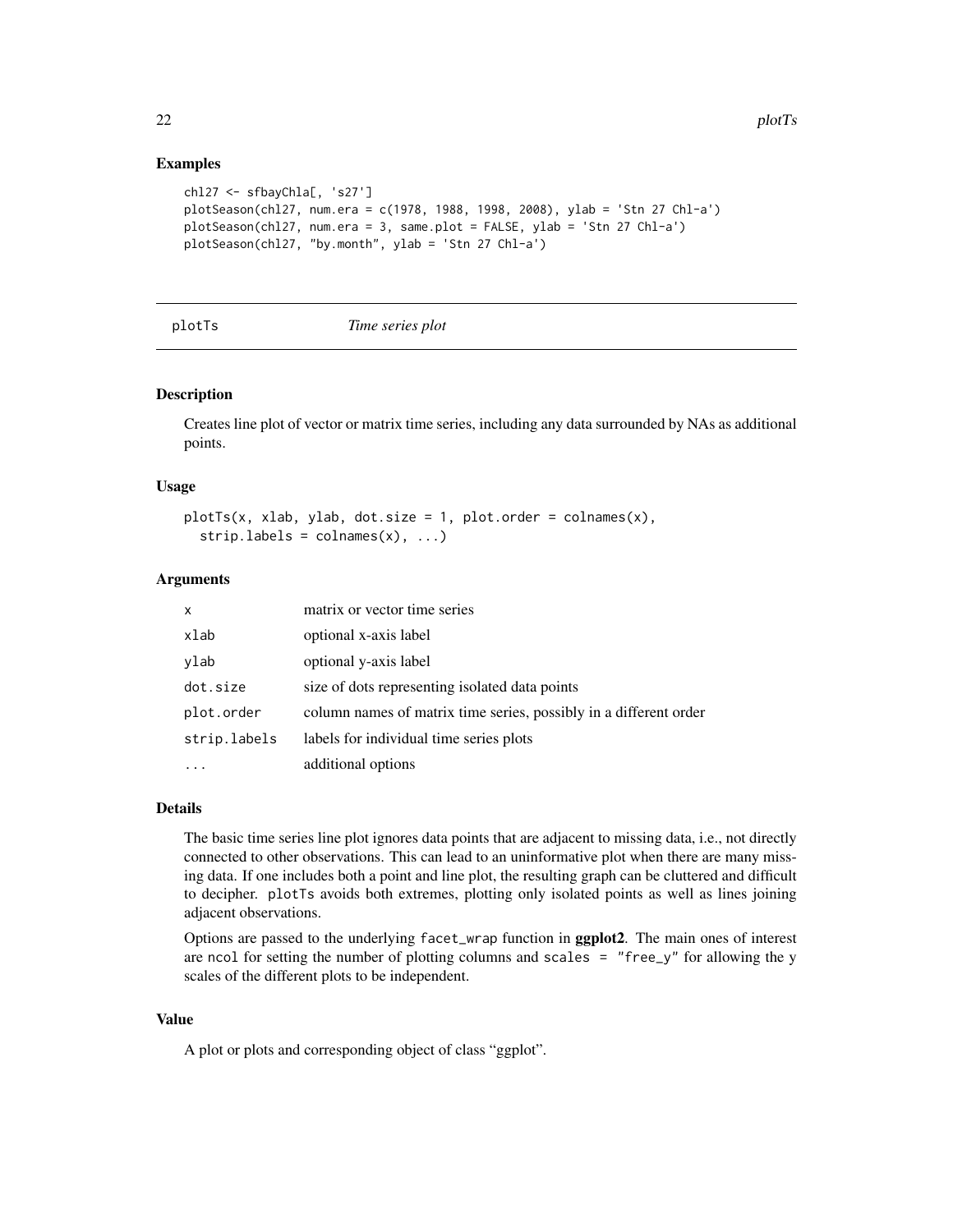## Examples

```
chl27 <- sfbayChla[, 's27']
plotSeason(chl27, num.era = c(1978, 1988, 1998, 2008), ylab = 'Stn 27 Chl-a')
plotSeason(chl27, num.era = 3, same.plot = FALSE, ylab = 'Stn 27 Chl-a')
plotSeason(chl27, "by.month", ylab = 'Stn 27 Chl-a')
```

---

# plotTs    *Time series plot*

---

## Description

Creates line plot of vector or matrix time series, including any data surrounded by NAs as additional points.

## Usage

```
plotTs(x, xlab, ylab, dot.size = 1, plot.order = colnames(x),
  strip.labels = colnames(x), ...)
```

## Arguments

| | |
|---|---|
| x | matrix or vector time series |
| xlab | optional x-axis label |
| ylab | optional y-axis label |
| dot.size | size of dots representing isolated data points |
| plot.order | column names of matrix time series, possibly in a different order |
| strip.labels | labels for individual time series plots |
| ... | additional options |

## Details

The basic time series line plot ignores data points that are adjacent to missing data, i.e., not directly connected to other observations. This can lead to an uninformative plot when there are many missing data. If one includes both a point and line plot, the resulting graph can be cluttered and difficult to decipher. `plotTs` avoids both extremes, plotting only isolated points as well as lines joining adjacent observations.

Options are passed to the underlying `facet_wrap` function in **ggplot2**. The main ones of interest are `ncol` for setting the number of plotting columns and `scales = "free_y"` for allowing the y scales of the different plots to be independent.

## Value

A plot or plots and corresponding object of class "ggplot".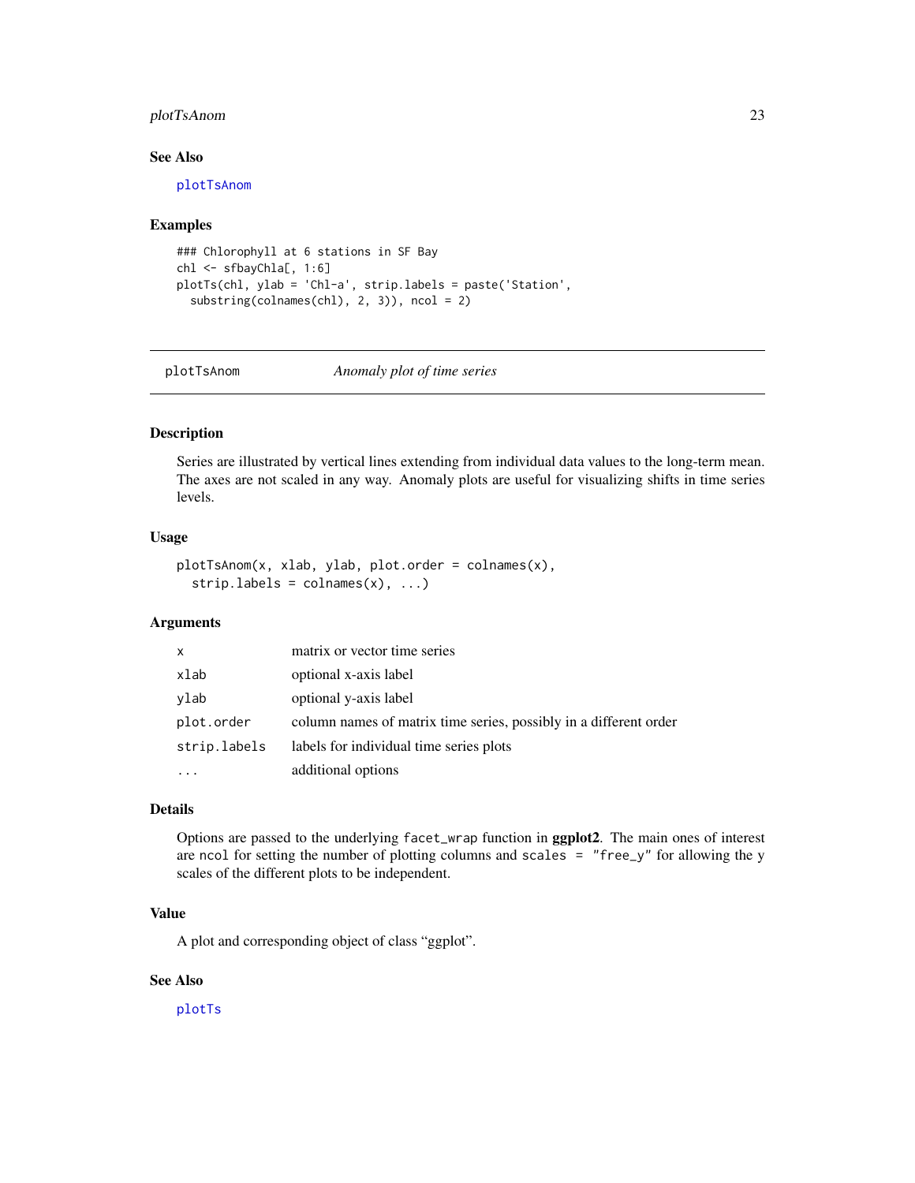## See Also

plotTsAnom

## Examples

```
### Chlorophyll at 6 stations in SF Bay
chl <- sfbayChla[, 1:6]
plotTs(chl, ylab = 'Chl-a', strip.labels = paste('Station',
  substring(colnames(chl), 2, 3)), ncol = 2)
```

---

# plotTsAnom *Anomaly plot of time series*

## Description

Series are illustrated by vertical lines extending from individual data values to the long-term mean. The axes are not scaled in any way. Anomaly plots are useful for visualizing shifts in time series levels.

## Usage

```
plotTsAnom(x, xlab, ylab, plot.order = colnames(x),
  strip.labels = colnames(x), ...)
```

## Arguments

| | |
|---|---|
| x | matrix or vector time series |
| xlab | optional x-axis label |
| ylab | optional y-axis label |
| plot.order | column names of matrix time series, possibly in a different order |
| strip.labels | labels for individual time series plots |
| ... | additional options |

## Details

Options are passed to the underlying `facet_wrap` function in **ggplot2**. The main ones of interest are `ncol` for setting the number of plotting columns and `scales = "free_y"` for allowing the y scales of the different plots to be independent.

## Value

A plot and corresponding object of class "ggplot".

## See Also

plotTs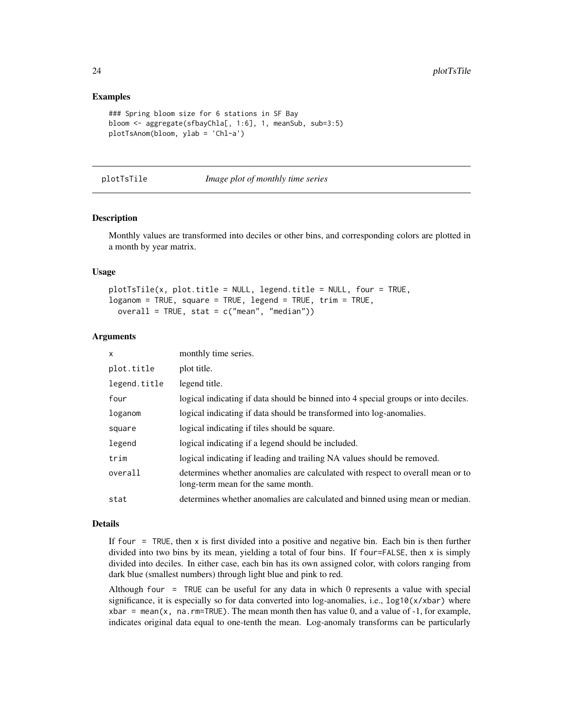## Examples

```
### Spring bloom size for 6 stations in SF Bay
bloom <- aggregate(sfbayChla[, 1:6], 1, meanSub, sub=3:5)
plotTsAnom(bloom, ylab = 'Chl-a')
```

---

# plotTsTile — *Image plot of monthly time series*

---

## Description

Monthly values are transformed into deciles or other bins, and corresponding colors are plotted in a month by year matrix.

## Usage

```
plotTsTile(x, plot.title = NULL, legend.title = NULL, four = TRUE,
loganom = TRUE, square = TRUE, legend = TRUE, trim = TRUE,
  overall = TRUE, stat = c("mean", "median"))
```

## Arguments

| | |
|---|---|
| `x` | monthly time series. |
| `plot.title` | plot title. |
| `legend.title` | legend title. |
| `four` | logical indicating if data should be binned into 4 special groups or into deciles. |
| `loganom` | logical indicating if data should be transformed into log-anomalies. |
| `square` | logical indicating if tiles should be square. |
| `legend` | logical indicating if a legend should be included. |
| `trim` | logical indicating if leading and trailing NA values should be removed. |
| `overall` | determines whether anomalies are calculated with respect to overall mean or to long-term mean for the same month. |
| `stat` | determines whether anomalies are calculated and binned using mean or median. |

## Details

If `four = TRUE`, then `x` is first divided into a positive and negative bin. Each bin is then further divided into two bins by its mean, yielding a total of four bins. If `four=FALSE`, then `x` is simply divided into deciles. In either case, each bin has its own assigned color, with colors ranging from dark blue (smallest numbers) through light blue and pink to red.

Although `four = TRUE` can be useful for any data in which 0 represents a value with special significance, it is especially so for data converted into log-anomalies, i.e., `log10(x/xbar)` where `xbar = mean(x, na.rm=TRUE)`. The mean month then has value 0, and a value of -1, for example, indicates original data equal to one-tenth the mean. Log-anomaly transforms can be particularly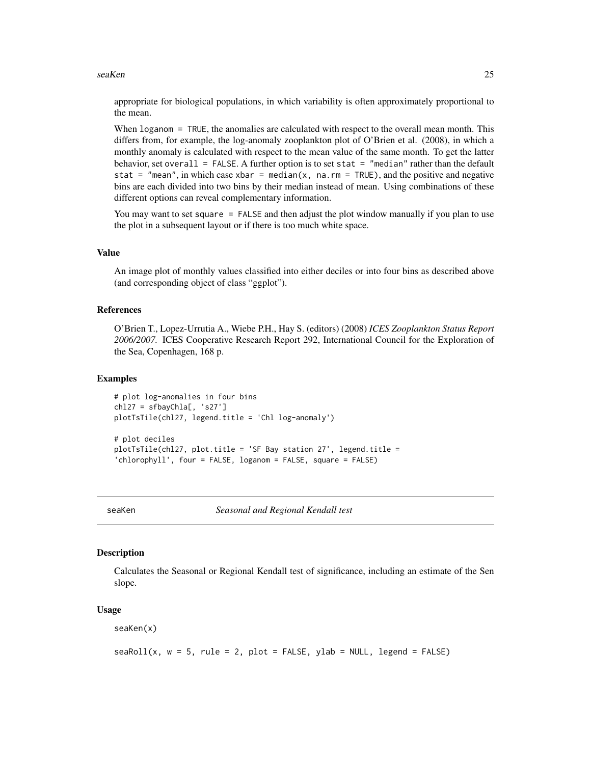appropriate for biological populations, in which variability is often approximately proportional to the mean.

When `loganom = TRUE`, the anomalies are calculated with respect to the overall mean month. This differs from, for example, the log-anomaly zooplankton plot of O'Brien et al. (2008), in which a monthly anomaly is calculated with respect to the mean value of the same month. To get the latter behavior, set `overall = FALSE`. A further option is to set `stat = "median"` rather than the default `stat = "mean"`, in which case `xbar = median(x, na.rm = TRUE)`, and the positive and negative bins are each divided into two bins by their median instead of mean. Using combinations of these different options can reveal complementary information.

You may want to set `square = FALSE` and then adjust the plot window manually if you plan to use the plot in a subsequent layout or if there is too much white space.

### Value

An image plot of monthly values classified into either deciles or into four bins as described above (and corresponding object of class "ggplot").

### References

O'Brien T., Lopez-Urrutia A., Wiebe P.H., Hay S. (editors) (2008) *ICES Zooplankton Status Report 2006/2007.* ICES Cooperative Research Report 292, International Council for the Exploration of the Sea, Copenhagen, 168 p.

### Examples

```
# plot log-anomalies in four bins
chl27 = sfbayChla[, 's27']
plotTsTile(chl27, legend.title = 'Chl log-anomaly')

# plot deciles
plotTsTile(chl27, plot.title = 'SF Bay station 27', legend.title =
'chlorophyll', four = FALSE, loganom = FALSE, square = FALSE)
```

---

## seaKen *Seasonal and Regional Kendall test*

### Description

Calculates the Seasonal or Regional Kendall test of significance, including an estimate of the Sen slope.

### Usage

```
seaKen(x)

seaRoll(x, w = 5, rule = 2, plot = FALSE, ylab = NULL, legend = FALSE)
```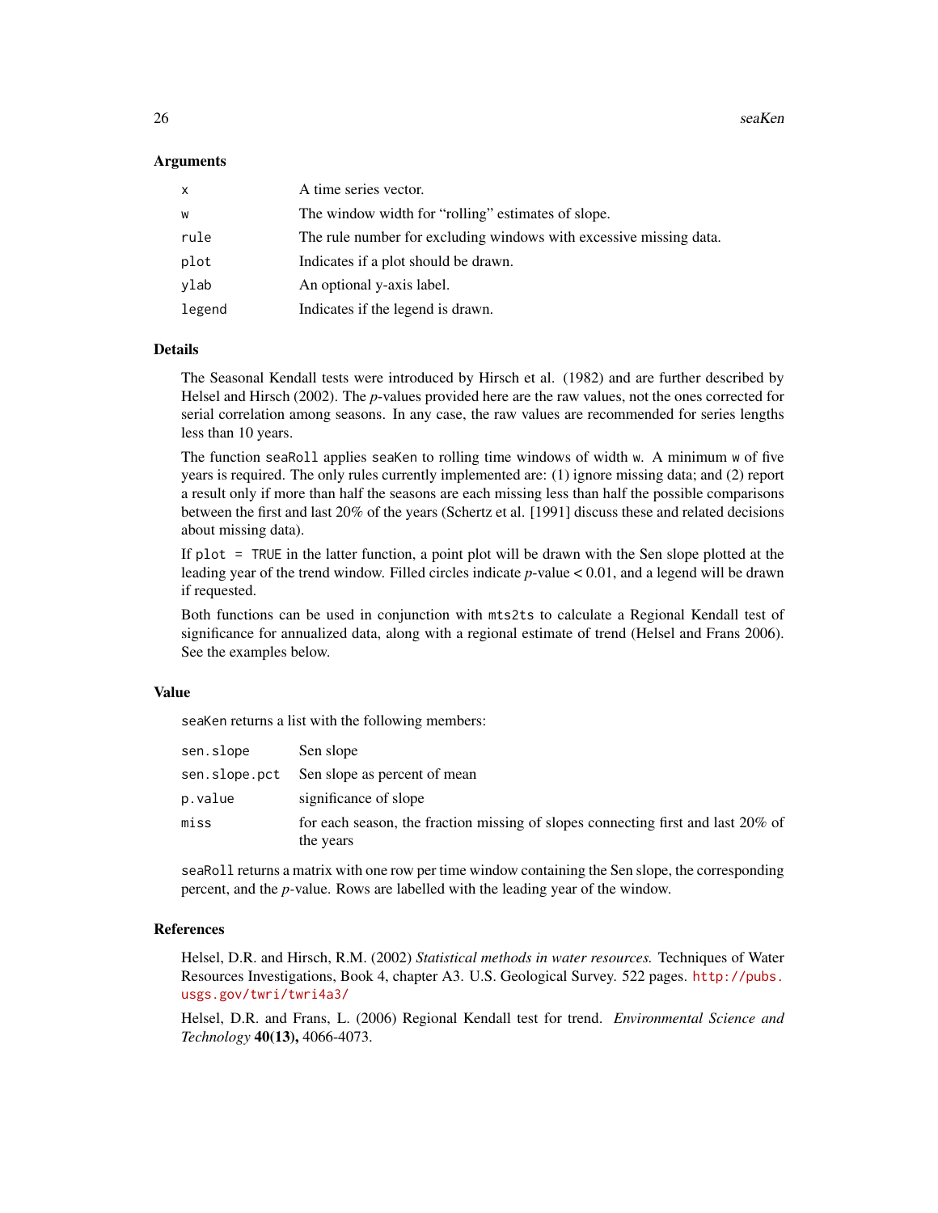### Arguments

| | |
|---|---|
| `x` | A time series vector. |
| `w` | The window width for "rolling" estimates of slope. |
| `rule` | The rule number for excluding windows with excessive missing data. |
| `plot` | Indicates if a plot should be drawn. |
| `ylab` | An optional y-axis label. |
| `legend` | Indicates if the legend is drawn. |

### Details

The Seasonal Kendall tests were introduced by Hirsch et al. (1982) and are further described by Helsel and Hirsch (2002). The *p*-values provided here are the raw values, not the ones corrected for serial correlation among seasons. In any case, the raw values are recommended for series lengths less than 10 years.

The function `seaRoll` applies `seaKen` to rolling time windows of width `w`. A minimum `w` of five years is required. The only rules currently implemented are: (1) ignore missing data; and (2) report a result only if more than half the seasons are each missing less than half the possible comparisons between the first and last 20% of the years (Schertz et al. [1991] discuss these and related decisions about missing data).

If `plot = TRUE` in the latter function, a point plot will be drawn with the Sen slope plotted at the leading year of the trend window. Filled circles indicate *p*-value < 0.01, and a legend will be drawn if requested.

Both functions can be used in conjunction with `mts2ts` to calculate a Regional Kendall test of significance for annualized data, along with a regional estimate of trend (Helsel and Frans 2006). See the examples below.

### Value

`seaKen` returns a list with the following members:

| | |
|---|---|
| `sen.slope` | Sen slope |
| `sen.slope.pct` | Sen slope as percent of mean |
| `p.value` | significance of slope |
| `miss` | for each season, the fraction missing of slopes connecting first and last 20% of the years |

`seaRoll` returns a matrix with one row per time window containing the Sen slope, the corresponding percent, and the *p*-value. Rows are labelled with the leading year of the window.

### References

Helsel, D.R. and Hirsch, R.M. (2002) *Statistical methods in water resources.* Techniques of Water Resources Investigations, Book 4, chapter A3. U.S. Geological Survey. 522 pages. http://pubs.usgs.gov/twri/twri4a3/

Helsel, D.R. and Frans, L. (2006) Regional Kendall test for trend. *Environmental Science and Technology* **40(13),** 4066-4073.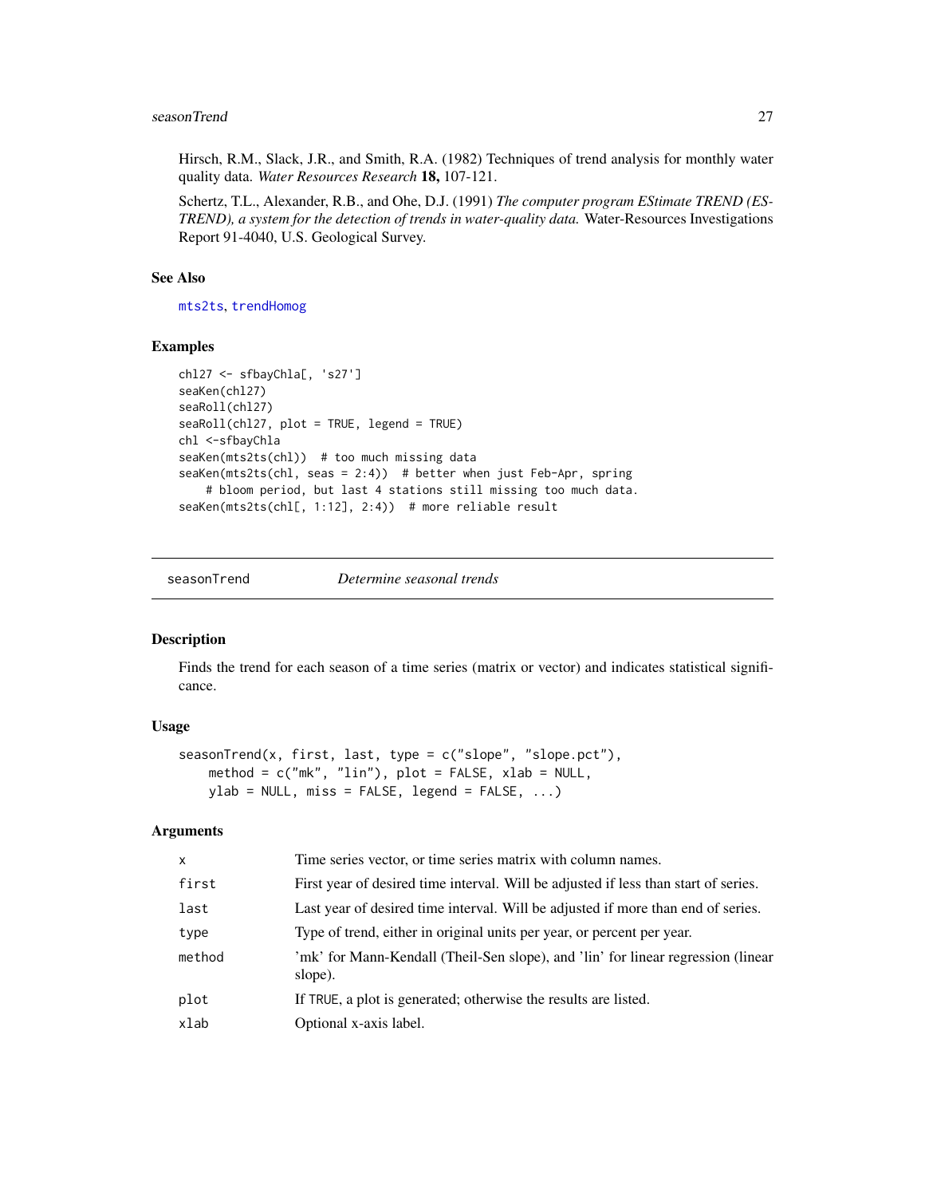Hirsch, R.M., Slack, J.R., and Smith, R.A. (1982) Techniques of trend analysis for monthly water quality data. *Water Resources Research* **18,** 107-121.

Schertz, T.L., Alexander, R.B., and Ohe, D.J. (1991) *The computer program EStimate TREND (ESTREND), a system for the detection of trends in water-quality data.* Water-Resources Investigations Report 91-4040, U.S. Geological Survey.

### See Also

mts2ts, trendHomog

### Examples

```
chl27 <- sfbayChla[, 's27']
seaKen(chl27)
seaRoll(chl27)
seaRoll(chl27, plot = TRUE, legend = TRUE)
chl <-sfbayChla
seaKen(mts2ts(chl))  # too much missing data
seaKen(mts2ts(chl, seas = 2:4))  # better when just Feb-Apr, spring
    # bloom period, but last 4 stations still missing too much data.
seaKen(mts2ts(chl[, 1:12], 2:4))  # more reliable result
```

---

## seasonTrend *Determine seasonal trends*

### Description

Finds the trend for each season of a time series (matrix or vector) and indicates statistical significance.

### Usage

```
seasonTrend(x, first, last, type = c("slope", "slope.pct"),
    method = c("mk", "lin"), plot = FALSE, xlab = NULL,
    ylab = NULL, miss = FALSE, legend = FALSE, ...)
```

### Arguments

| | |
|---|---|
| x | Time series vector, or time series matrix with column names. |
| first | First year of desired time interval. Will be adjusted if less than start of series. |
| last | Last year of desired time interval. Will be adjusted if more than end of series. |
| type | Type of trend, either in original units per year, or percent per year. |
| method | 'mk' for Mann-Kendall (Theil-Sen slope), and 'lin' for linear regression (linear slope). |
| plot | If TRUE, a plot is generated; otherwise the results are listed. |
| xlab | Optional x-axis label. |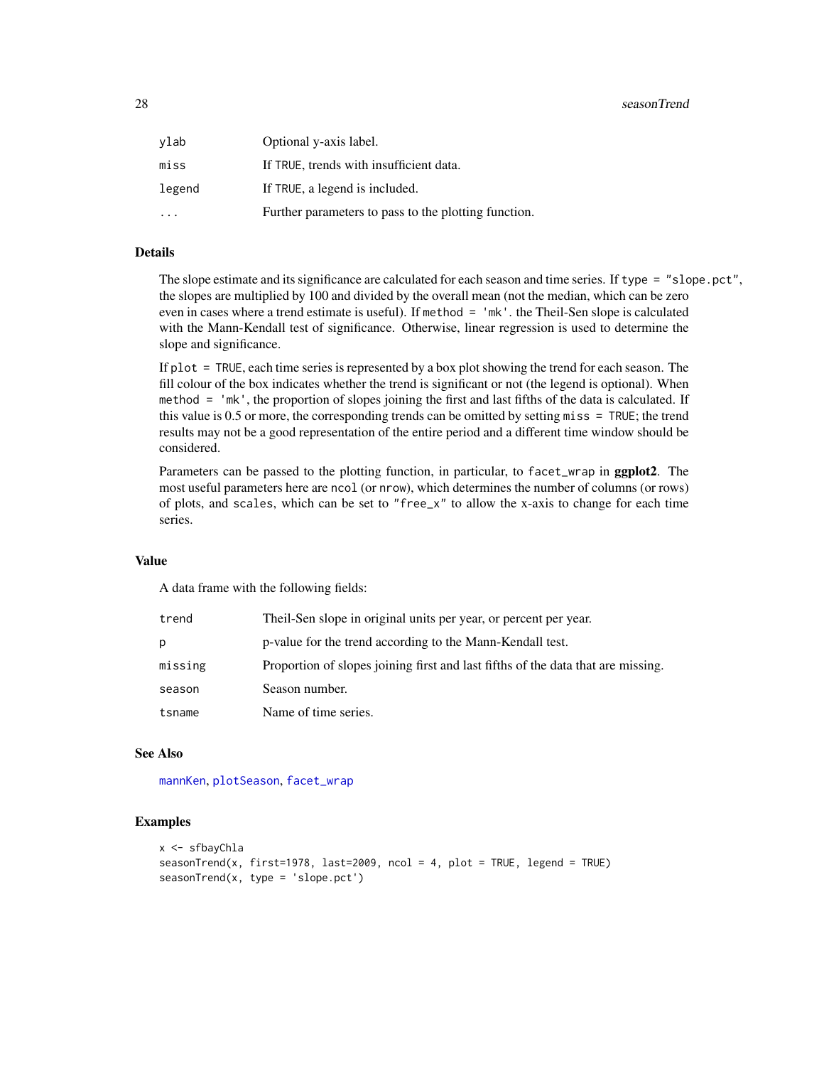| | |
|---|---|
| ylab | Optional y-axis label. |
| miss | If TRUE, trends with insufficient data. |
| legend | If TRUE, a legend is included. |
| ... | Further parameters to pass to the plotting function. |

## Details

The slope estimate and its significance are calculated for each season and time series. If type = "slope.pct", the slopes are multiplied by 100 and divided by the overall mean (not the median, which can be zero even in cases where a trend estimate is useful). If method = 'mk'. the Theil-Sen slope is calculated with the Mann-Kendall test of significance. Otherwise, linear regression is used to determine the slope and significance.

If plot = TRUE, each time series is represented by a box plot showing the trend for each season. The fill colour of the box indicates whether the trend is significant or not (the legend is optional). When method = 'mk', the proportion of slopes joining the first and last fifths of the data is calculated. If this value is 0.5 or more, the corresponding trends can be omitted by setting miss = TRUE; the trend results may not be a good representation of the entire period and a different time window should be considered.

Parameters can be passed to the plotting function, in particular, to facet_wrap in **ggplot2**. The most useful parameters here are ncol (or nrow), which determines the number of columns (or rows) of plots, and scales, which can be set to "free_x" to allow the x-axis to change for each time series.

## Value

A data frame with the following fields:

| | |
|---|---|
| trend | Theil-Sen slope in original units per year, or percent per year. |
| p | p-value for the trend according to the Mann-Kendall test. |
| missing | Proportion of slopes joining first and last fifths of the data that are missing. |
| season | Season number. |
| tsname | Name of time series. |

## See Also

mannKen, plotSeason, facet_wrap

## Examples

```
x <- sfbayChla
seasonTrend(x, first=1978, last=2009, ncol = 4, plot = TRUE, legend = TRUE)
seasonTrend(x, type = 'slope.pct')
```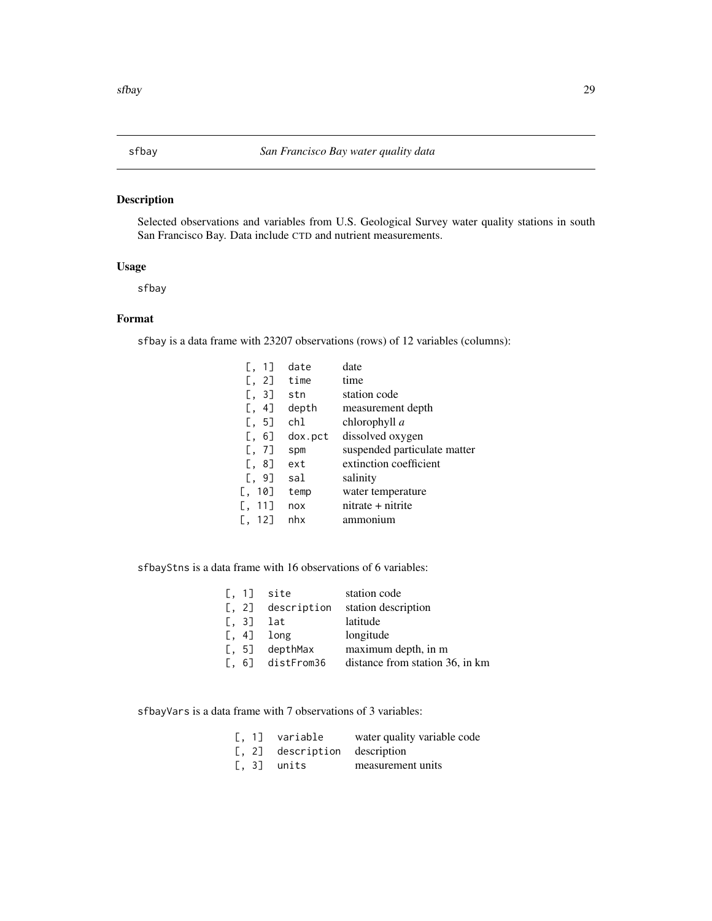## sfbay — *San Francisco Bay water quality data*

### Description

Selected observations and variables from U.S. Geological Survey water quality stations in south San Francisco Bay. Data include CTD and nutrient measurements.

### Usage

```
sfbay
```

### Format

sfbay is a data frame with 23207 observations (rows) of 12 variables (columns):

| | | |
|---|---|---|
| [, 1] | date | date |
| [, 2] | time | time |
| [, 3] | stn | station code |
| [, 4] | depth | measurement depth |
| [, 5] | chl | chlorophyll *a* |
| [, 6] | dox.pct | dissolved oxygen |
| [, 7] | spm | suspended particulate matter |
| [, 8] | ext | extinction coefficient |
| [, 9] | sal | salinity |
| [, 10] | temp | water temperature |
| [, 11] | nox | nitrate + nitrite |
| [, 12] | nhx | ammonium |

sfbayStns is a data frame with 16 observations of 6 variables:

| | | |
|---|---|---|
| [, 1] | site | station code |
| [, 2] | description | station description |
| [, 3] | lat | latitude |
| [, 4] | long | longitude |
| [, 5] | depthMax | maximum depth, in m |
| [, 6] | distFrom36 | distance from station 36, in km |

sfbayVars is a data frame with 7 observations of 3 variables:

| | | |
|---|---|---|
| [, 1] | variable | water quality variable code |
| [, 2] | description | description |
| [, 3] | units | measurement units |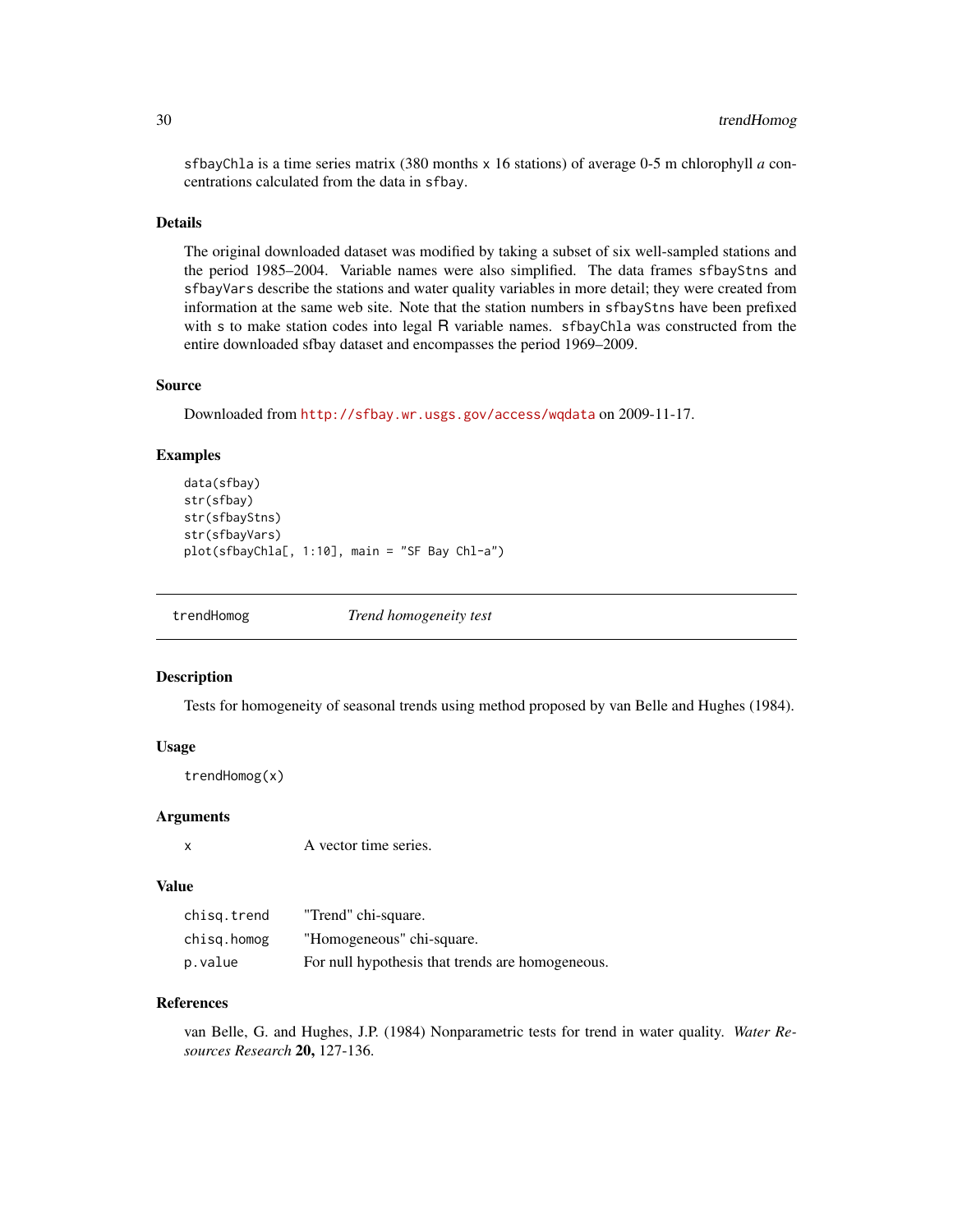sfbayChla is a time series matrix (380 months x 16 stations) of average 0-5 m chlorophyll *a* concentrations calculated from the data in sfbay.

### Details

The original downloaded dataset was modified by taking a subset of six well-sampled stations and the period 1985–2004. Variable names were also simplified. The data frames sfbayStns and sfbayVars describe the stations and water quality variables in more detail; they were created from information at the same web site. Note that the station numbers in sfbayStns have been prefixed with s to make station codes into legal R variable names. sfbayChla was constructed from the entire downloaded sfbay dataset and encompasses the period 1969–2009.

### Source

Downloaded from http://sfbay.wr.usgs.gov/access/wqdata on 2009-11-17.

### Examples

```
data(sfbay)
str(sfbay)
str(sfbayStns)
str(sfbayVars)
plot(sfbayChla[, 1:10], main = "SF Bay Chl-a")
```

---

## trendHomog — *Trend homogeneity test*

---

### Description

Tests for homogeneity of seasonal trends using method proposed by van Belle and Hughes (1984).

### Usage

```
trendHomog(x)
```

### Arguments

| | |
|---|---|
| x | A vector time series. |

### Value

| | |
|---|---|
| chisq.trend | "Trend" chi-square. |
| chisq.homog | "Homogeneous" chi-square. |
| p.value | For null hypothesis that trends are homogeneous. |

### References

van Belle, G. and Hughes, J.P. (1984) Nonparametric tests for trend in water quality. *Water Resources Research* **20,** 127-136.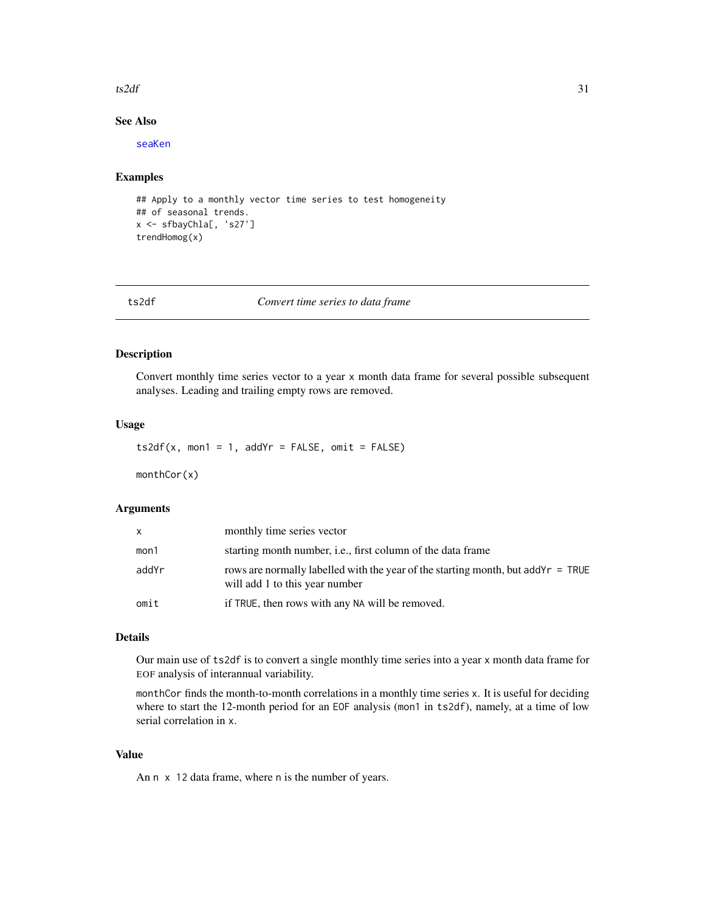### See Also

seaKen

### Examples

```
## Apply to a monthly vector time series to test homogeneity
## of seasonal trends.
x <- sfbayChla[, 's27']
trendHomog(x)
```

---

## ts2df *Convert time series to data frame*

---

### Description

Convert monthly time series vector to a year x month data frame for several possible subsequent analyses. Leading and trailing empty rows are removed.

### Usage

```
ts2df(x, mon1 = 1, addYr = FALSE, omit = FALSE)

monthCor(x)
```

### Arguments

| | |
|---|---|
| x | monthly time series vector |
| mon1 | starting month number, i.e., first column of the data frame |
| addYr | rows are normally labelled with the year of the starting month, but `addYr = TRUE` will add 1 to this year number |
| omit | if `TRUE`, then rows with any `NA` will be removed. |

### Details

Our main use of `ts2df` is to convert a single monthly time series into a year x month data frame for EOF analysis of interannual variability.

`monthCor` finds the month-to-month correlations in a monthly time series `x`. It is useful for deciding where to start the 12-month period for an EOF analysis (`mon1` in `ts2df`), namely, at a time of low serial correlation in `x`.

### Value

An `n x 12` data frame, where `n` is the number of years.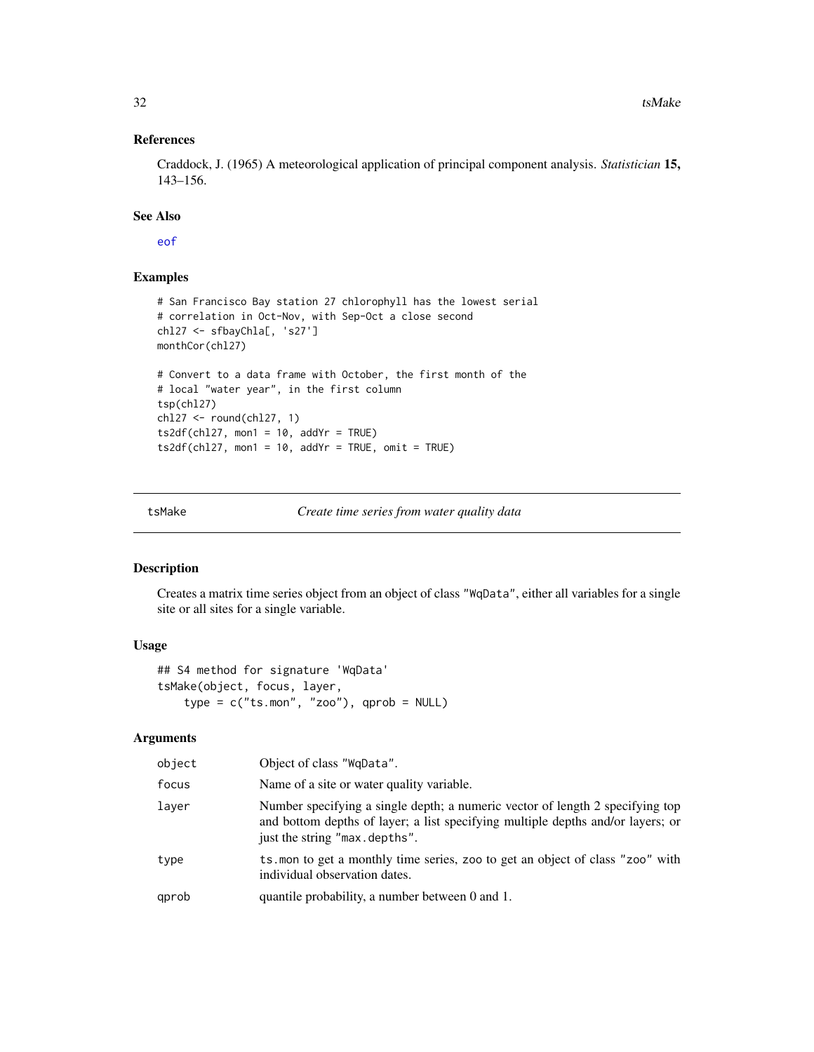### References

Craddock, J. (1965) A meteorological application of principal component analysis. *Statistician* **15,** 143–156.

### See Also

eof

### Examples

```
# San Francisco Bay station 27 chlorophyll has the lowest serial
# correlation in Oct-Nov, with Sep-Oct a close second
chl27 <- sfbayChla[, 's27']
monthCor(chl27)

# Convert to a data frame with October, the first month of the
# local "water year", in the first column
tsp(chl27)
chl27 <- round(chl27, 1)
ts2df(chl27, mon1 = 10, addYr = TRUE)
ts2df(chl27, mon1 = 10, addYr = TRUE, omit = TRUE)
```

---

## tsMake — *Create time series from water quality data*

---

### Description

Creates a matrix time series object from an object of class "WqData", either all variables for a single site or all sites for a single variable.

### Usage

```
## S4 method for signature 'WqData'
tsMake(object, focus, layer,
    type = c("ts.mon", "zoo"), qprob = NULL)
```

### Arguments

| | |
|---|---|
| object | Object of class "WqData". |
| focus | Name of a site or water quality variable. |
| layer | Number specifying a single depth; a numeric vector of length 2 specifying top and bottom depths of layer; a list specifying multiple depths and/or layers; or just the string "max.depths". |
| type | ts.mon to get a monthly time series, zoo to get an object of class "zoo" with individual observation dates. |
| qprob | quantile probability, a number between 0 and 1. |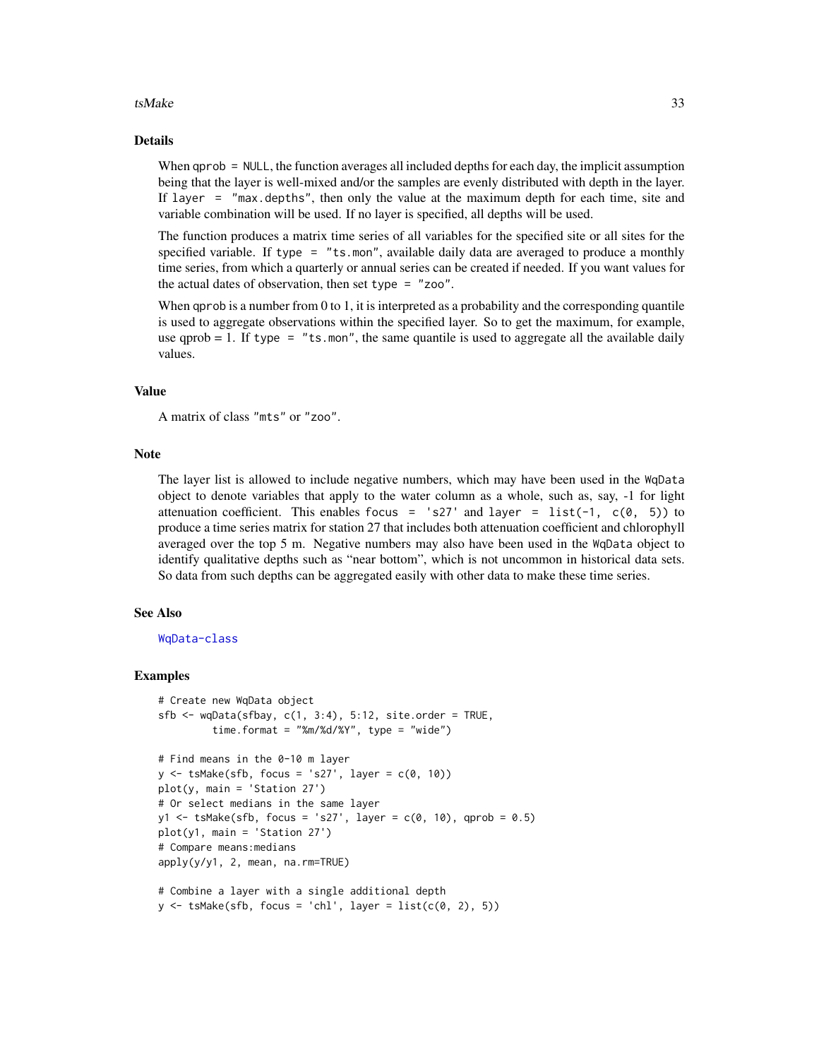## Details

When `qprob = NULL`, the function averages all included depths for each day, the implicit assumption being that the layer is well-mixed and/or the samples are evenly distributed with depth in the layer. If `layer = "max.depths"`, then only the value at the maximum depth for each time, site and variable combination will be used. If no layer is specified, all depths will be used.

The function produces a matrix time series of all variables for the specified site or all sites for the specified variable. If `type = "ts.mon"`, available daily data are averaged to produce a monthly time series, from which a quarterly or annual series can be created if needed. If you want values for the actual dates of observation, then set `type = "zoo"`.

When `qprob` is a number from 0 to 1, it is interpreted as a probability and the corresponding quantile is used to aggregate observations within the specified layer. So to get the maximum, for example, use qprob = 1. If `type = "ts.mon"`, the same quantile is used to aggregate all the available daily values.

## Value

A matrix of class "mts" or "zoo".

## Note

The layer list is allowed to include negative numbers, which may have been used in the `WqData` object to denote variables that apply to the water column as a whole, such as, say, -1 for light attenuation coefficient. This enables `focus = 's27'` and `layer = list(-1, c(0, 5))` to produce a time series matrix for station 27 that includes both attenuation coefficient and chlorophyll averaged over the top 5 m. Negative numbers may also have been used in the `WqData` object to identify qualitative depths such as "near bottom", which is not uncommon in historical data sets. So data from such depths can be aggregated easily with other data to make these time series.

## See Also

WqData-class

## Examples

```
# Create new WqData object
sfb <- wqData(sfbay, c(1, 3:4), 5:12, site.order = TRUE,
         time.format = "%m/%d/%Y", type = "wide")

# Find means in the 0-10 m layer
y <- tsMake(sfb, focus = 's27', layer = c(0, 10))
plot(y, main = 'Station 27')
# Or select medians in the same layer
y1 <- tsMake(sfb, focus = 's27', layer = c(0, 10), qprob = 0.5)
plot(y1, main = 'Station 27')
# Compare means:medians
apply(y/y1, 2, mean, na.rm=TRUE)

# Combine a layer with a single additional depth
y <- tsMake(sfb, focus = 'chl', layer = list(c(0, 2), 5))
```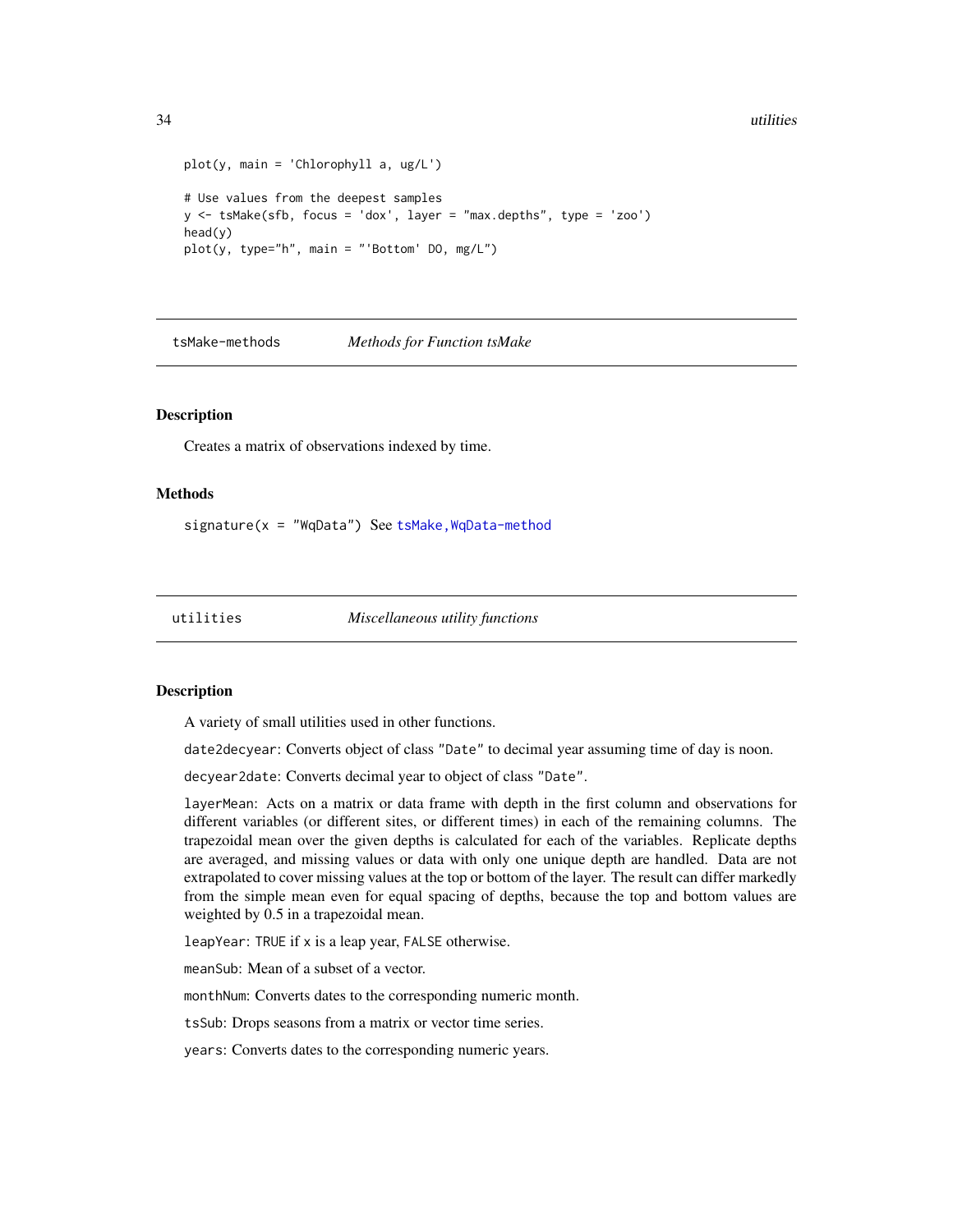```
plot(y, main = 'Chlorophyll a, ug/L')

# Use values from the deepest samples
y <- tsMake(sfb, focus = 'dox', layer = "max.depths", type = 'zoo')
head(y)
plot(y, type="h", main = "'Bottom' DO, mg/L")
```

## tsMake-methods — *Methods for Function tsMake*

### Description

Creates a matrix of observations indexed by time.

### Methods

`signature(x = "WqData")` See `tsMake,WqData-method`

## utilities — *Miscellaneous utility functions*

### Description

A variety of small utilities used in other functions.

`date2decyear`: Converts object of class `"Date"` to decimal year assuming time of day is noon.

`decyear2date`: Converts decimal year to object of class `"Date"`.

`layerMean`: Acts on a matrix or data frame with depth in the first column and observations for different variables (or different sites, or different times) in each of the remaining columns. The trapezoidal mean over the given depths is calculated for each of the variables. Replicate depths are averaged, and missing values or data with only one unique depth are handled. Data are not extrapolated to cover missing values at the top or bottom of the layer. The result can differ markedly from the simple mean even for equal spacing of depths, because the top and bottom values are weighted by 0.5 in a trapezoidal mean.

`leapYear`: `TRUE` if `x` is a leap year, `FALSE` otherwise.

`meanSub`: Mean of a subset of a vector.

`monthNum`: Converts dates to the corresponding numeric month.

`tsSub`: Drops seasons from a matrix or vector time series.

`years`: Converts dates to the corresponding numeric years.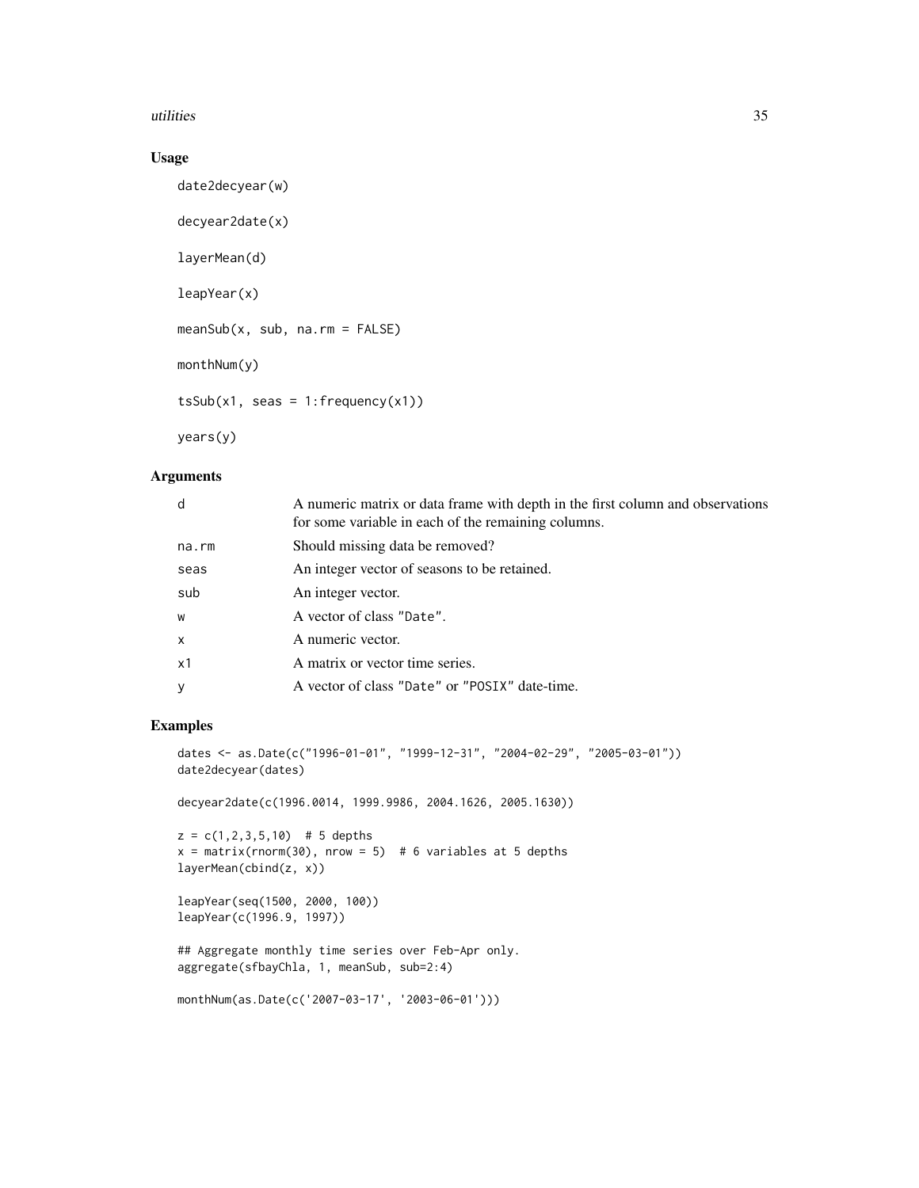## Usage

```
date2decyear(w)

decyear2date(x)

layerMean(d)

leapYear(x)

meanSub(x, sub, na.rm = FALSE)

monthNum(y)

tsSub(x1, seas = 1:frequency(x1))

years(y)
```

## Arguments

| | |
|---|---|
| d | A numeric matrix or data frame with depth in the first column and observations for some variable in each of the remaining columns. |
| na.rm | Should missing data be removed? |
| seas | An integer vector of seasons to be retained. |
| sub | An integer vector. |
| w | A vector of class "Date". |
| x | A numeric vector. |
| x1 | A matrix or vector time series. |
| y | A vector of class "Date" or "POSIX" date-time. |

## Examples

```
dates <- as.Date(c("1996-01-01", "1999-12-31", "2004-02-29", "2005-03-01"))
date2decyear(dates)

decyear2date(c(1996.0014, 1999.9986, 2004.1626, 2005.1630))

z = c(1,2,3,5,10)  # 5 depths
x = matrix(rnorm(30), nrow = 5)  # 6 variables at 5 depths
layerMean(cbind(z, x))

leapYear(seq(1500, 2000, 100))
leapYear(c(1996.9, 1997))

## Aggregate monthly time series over Feb-Apr only.
aggregate(sfbayChla, 1, meanSub, sub=2:4)

monthNum(as.Date(c('2007-03-17', '2003-06-01')))
```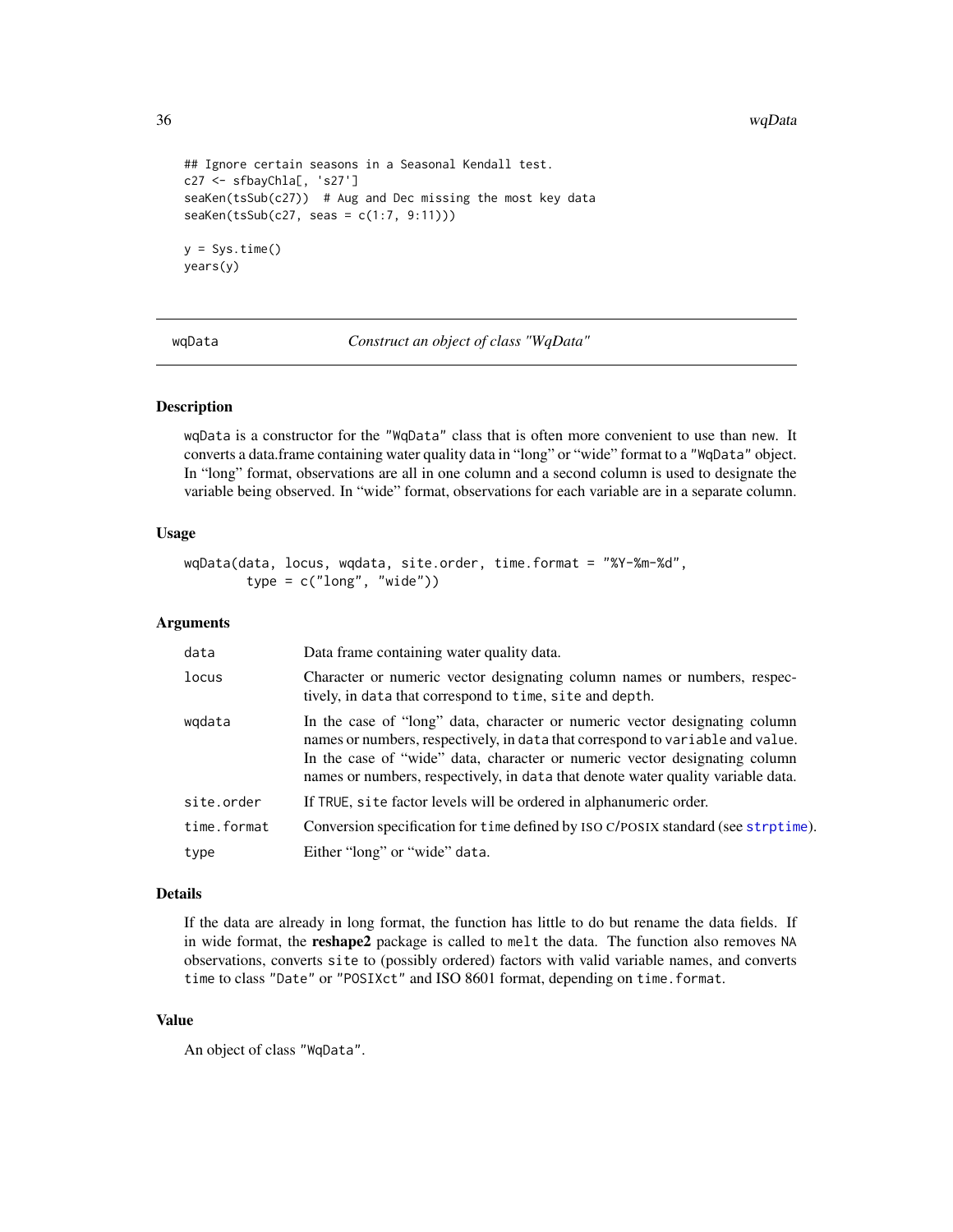```
## Ignore certain seasons in a Seasonal Kendall test.
c27 <- sfbayChla[, 's27']
seaKen(tsSub(c27))  # Aug and Dec missing the most key data
seaKen(tsSub(c27, seas = c(1:7, 9:11)))

y = Sys.time()
years(y)
```

---

## wqData — *Construct an object of class "WqData"*

### Description

wqData is a constructor for the "WqData" class that is often more convenient to use than new. It converts a data.frame containing water quality data in "long" or "wide" format to a "WqData" object. In "long" format, observations are all in one column and a second column is used to designate the variable being observed. In "wide" format, observations for each variable are in a separate column.

### Usage

```
wqData(data, locus, wqdata, site.order, time.format = "%Y-%m-%d",
       type = c("long", "wide"))
```

### Arguments

| | |
|---|---|
| data | Data frame containing water quality data. |
| locus | Character or numeric vector designating column names or numbers, respectively, in data that correspond to time, site and depth. |
| wqdata | In the case of "long" data, character or numeric vector designating column names or numbers, respectively, in data that correspond to variable and value. In the case of "wide" data, character or numeric vector designating column names or numbers, respectively, in data that denote water quality variable data. |
| site.order | If TRUE, site factor levels will be ordered in alphanumeric order. |
| time.format | Conversion specification for time defined by ISO C/POSIX standard (see strptime). |
| type | Either "long" or "wide" data. |

### Details

If the data are already in long format, the function has little to do but rename the data fields. If in wide format, the **reshape2** package is called to melt the data. The function also removes NA observations, converts site to (possibly ordered) factors with valid variable names, and converts time to class "Date" or "POSIXct" and ISO 8601 format, depending on time.format.

### Value

An object of class "WqData".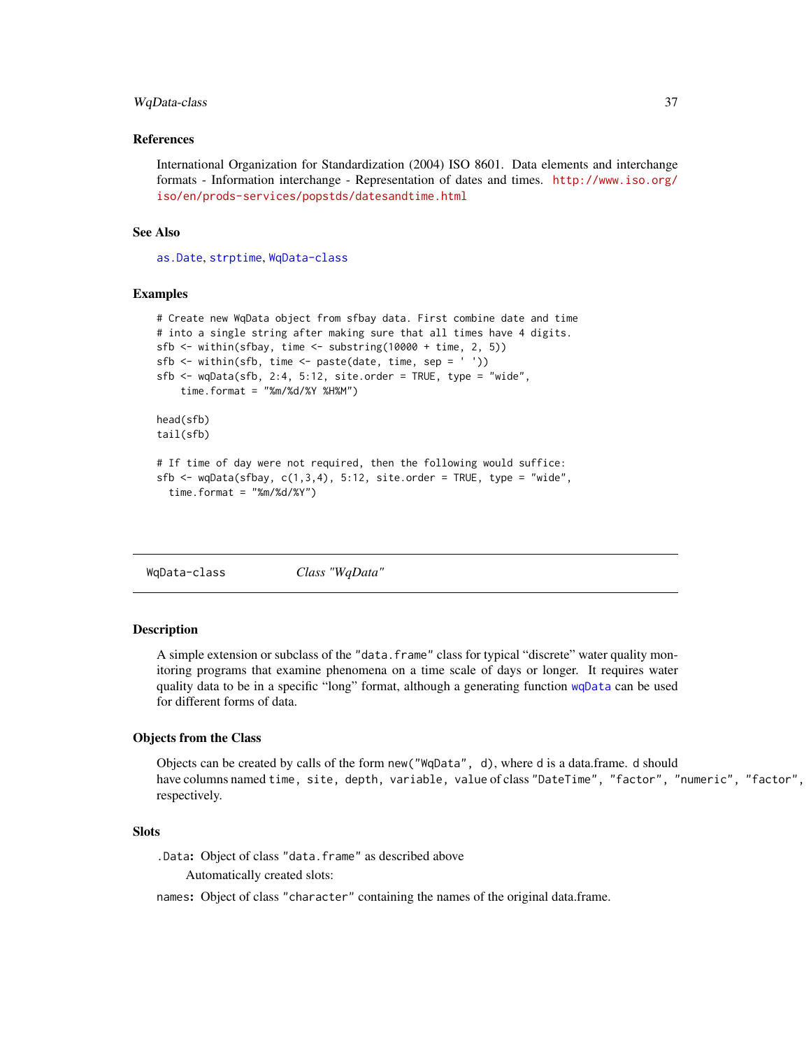### References

International Organization for Standardization (2004) ISO 8601. Data elements and interchange formats - Information interchange - Representation of dates and times. http://www.iso.org/iso/en/prods-services/popstds/datesandtime.html

### See Also

as.Date, strptime, WqData-class

### Examples

```
# Create new WqData object from sfbay data. First combine date and time
# into a single string after making sure that all times have 4 digits.
sfb <- within(sfbay, time <- substring(10000 + time, 2, 5))
sfb <- within(sfb, time <- paste(date, time, sep = ' '))
sfb <- wqData(sfb, 2:4, 5:12, site.order = TRUE, type = "wide",
    time.format = "%m/%d/%Y %H%M")

head(sfb)
tail(sfb)

# If time of day were not required, then the following would suffice:
sfb <- wqData(sfbay, c(1,3,4), 5:12, site.order = TRUE, type = "wide",
  time.format = "%m/%d/%Y")
```

---

## WqData-class &nbsp;&nbsp;&nbsp;&nbsp; *Class "WqData"*

---

### Description

A simple extension or subclass of the "data.frame" class for typical “discrete” water quality monitoring programs that examine phenomena on a time scale of days or longer. It requires water quality data to be in a specific “long” format, although a generating function wqData can be used for different forms of data.

### Objects from the Class

Objects can be created by calls of the form new("WqData", d), where d is a data.frame. d should have columns named time, site, depth, variable, value of class "DateTime", "factor", "numeric", "factor", respectively.

### Slots

**.Data:** Object of class "data.frame" as described above

Automatically created slots:

**names:** Object of class "character" containing the names of the original data.frame.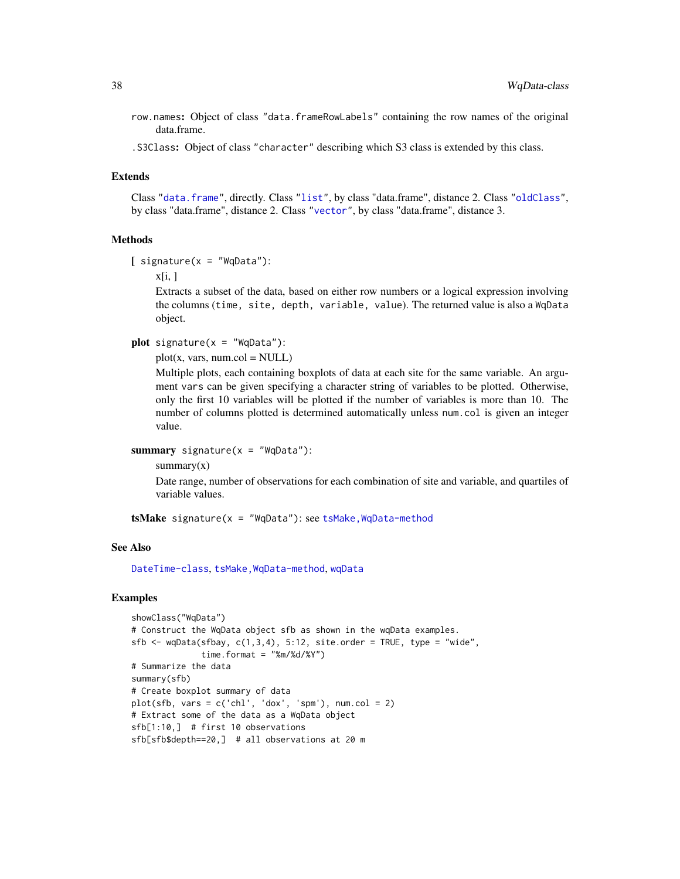row.names: Object of class "data.frameRowLabels" containing the row names of the original data.frame.

.S3Class: Object of class "character" describing which S3 class is extended by this class.

## Extends

Class "data.frame", directly. Class "list", by class "data.frame", distance 2. Class "oldClass", by class "data.frame", distance 2. Class "vector", by class "data.frame", distance 3.

## Methods

**[** signature(x = "WqData"):

x[i, ]

Extracts a subset of the data, based on either row numbers or a logical expression involving the columns (time, site, depth, variable, value). The returned value is also a WqData object.

**plot** signature(x = "WqData"):

plot(x, vars, num.col = NULL)

Multiple plots, each containing boxplots of data at each site for the same variable. An argument vars can be given specifying a character string of variables to be plotted. Otherwise, only the first 10 variables will be plotted if the number of variables is more than 10. The number of columns plotted is determined automatically unless num.col is given an integer value.

**summary** signature(x = "WqData"):

summary(x)

Date range, number of observations for each combination of site and variable, and quartiles of variable values.

**tsMake** signature(x = "WqData"): see tsMake,WqData-method

## See Also

DateTime-class, tsMake,WqData-method, wqData

## Examples

```
showClass("WqData")
# Construct the WqData object sfb as shown in the wqData examples.
sfb <- wqData(sfbay, c(1,3,4), 5:12, site.order = TRUE, type = "wide",
              time.format = "%m/%d/%Y")
# Summarize the data
summary(sfb)
# Create boxplot summary of data
plot(sfb, vars = c('chl', 'dox', 'spm'), num.col = 2)
# Extract some of the data as a WqData object
sfb[1:10,]  # first 10 observations
sfb[sfb$depth==20,]  # all observations at 20 m
```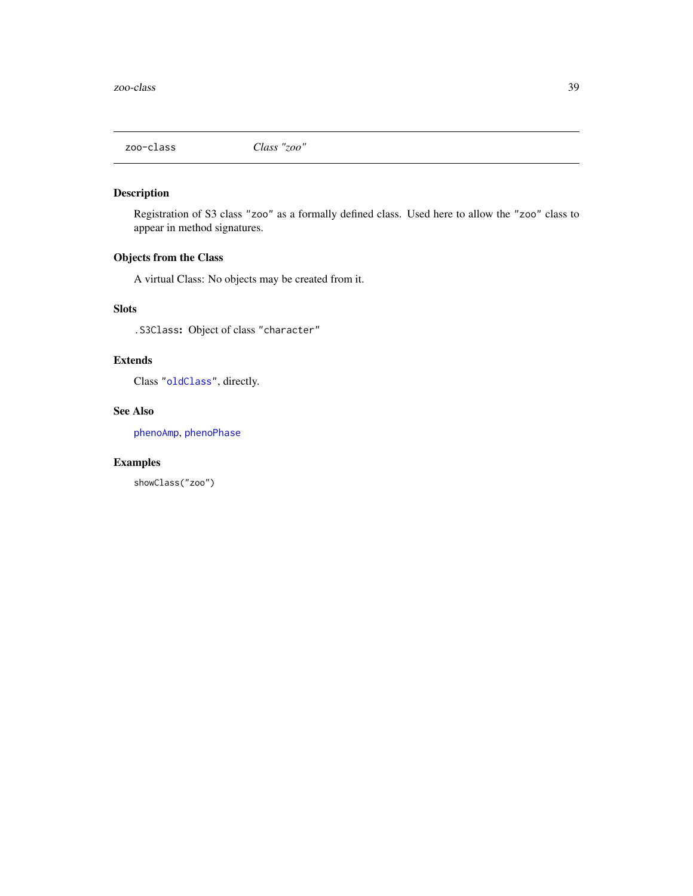# zoo-class — *Class "zoo"*

## Description

Registration of S3 class `"zoo"` as a formally defined class. Used here to allow the `"zoo"` class to appear in method signatures.

## Objects from the Class

A virtual Class: No objects may be created from it.

## Slots

`.S3Class`**:** Object of class `"character"`

## Extends

Class `"oldClass"`, directly.

## See Also

`phenoAmp`, `phenoPhase`

## Examples

```
showClass("zoo")
```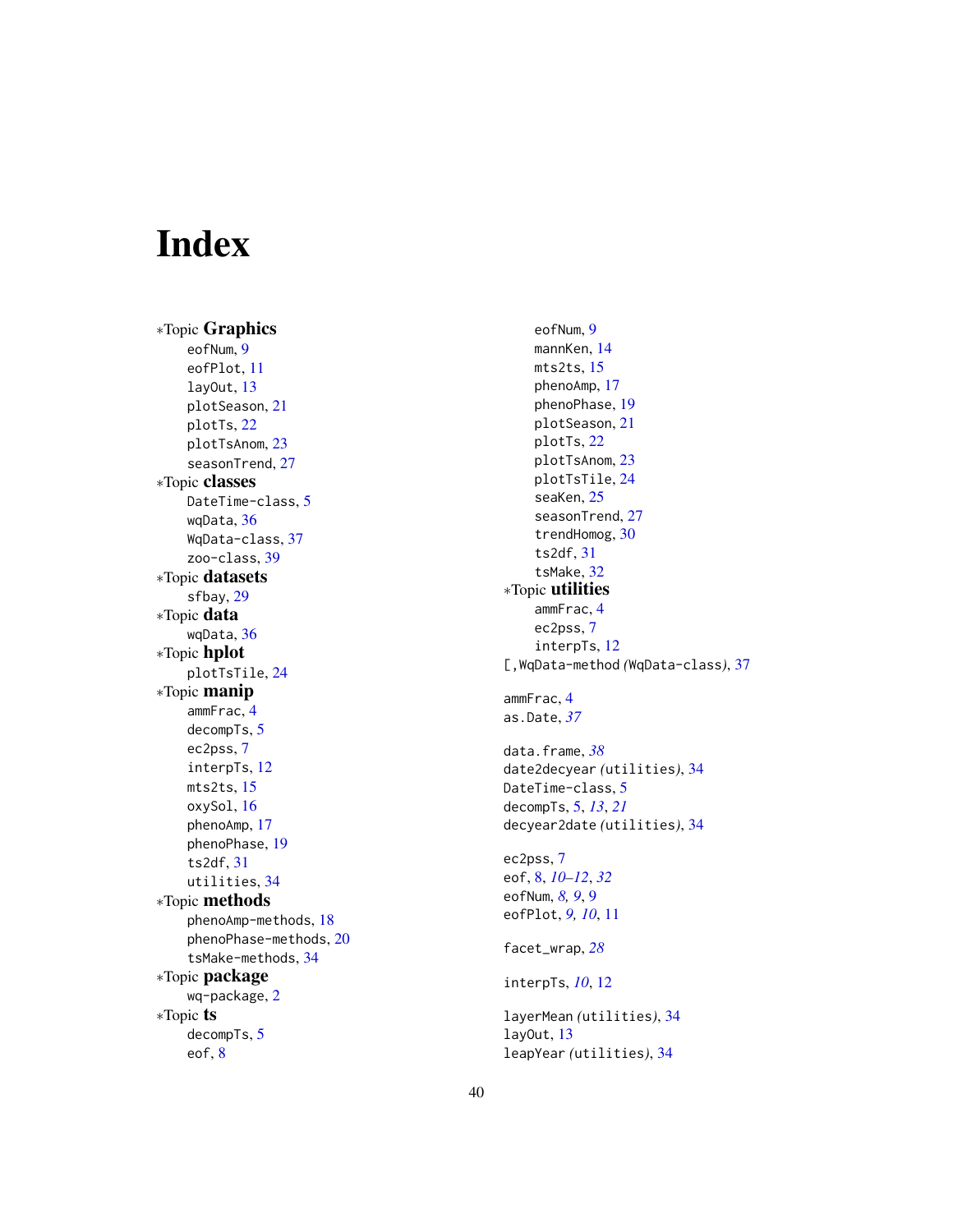# Index

∗Topic **Graphics**
- eofNum, 9
- eofPlot, 11
- layOut, 13
- plotSeason, 21
- plotTs, 22
- plotTsAnom, 23
- seasonTrend, 27

∗Topic **classes**
- DateTime-class, 5
- wqData, 36
- WqData-class, 37
- zoo-class, 39

∗Topic **datasets**
- sfbay, 29

∗Topic **data**
- wqData, 36

∗Topic **hplot**
- plotTsTile, 24

∗Topic **manip**
- ammFrac, 4
- decompTs, 5
- ec2pss, 7
- interpTs, 12
- mts2ts, 15
- oxySol, 16
- phenoAmp, 17
- phenoPhase, 19
- ts2df, 31
- utilities, 34

∗Topic **methods**
- phenoAmp-methods, 18
- phenoPhase-methods, 20
- tsMake-methods, 34

∗Topic **package**
- wq-package, 2

∗Topic **ts**
- decompTs, 5
- eof, 8
- eofNum, 9
- mannKen, 14
- mts2ts, 15
- phenoAmp, 17
- phenoPhase, 19
- plotSeason, 21
- plotTs, 22
- plotTsAnom, 23
- plotTsTile, 24
- seaKen, 25
- seasonTrend, 27
- trendHomog, 30
- ts2df, 31
- tsMake, 32

∗Topic **utilities**
- ammFrac, 4
- ec2pss, 7
- interpTs, 12

[,WqData-method *(*WqData-class*)*, 37

ammFrac, 4
as.Date, *37*

data.frame, *38*
date2decyear *(*utilities*)*, 34
DateTime-class, 5
decompTs, 5, *13*, *21*
decyear2date *(*utilities*)*, 34

ec2pss, 7
eof, 8, *10–12*, *32*
eofNum, *8, 9*, 9
eofPlot, *9, 10*, 11

facet_wrap, *28*

interpTs, *10*, 12

layerMean *(*utilities*)*, 34
layOut, 13
leapYear *(*utilities*)*, 34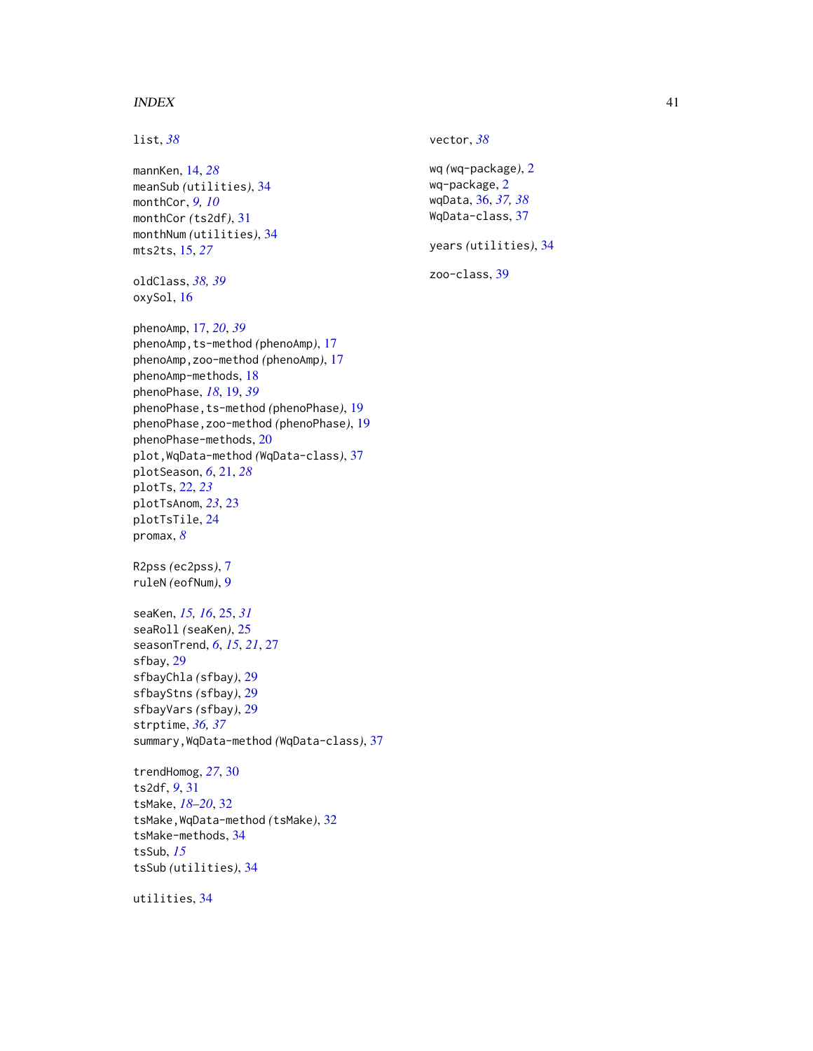list, *38*

mannKen, 14, *28*
meanSub *(utilities)*, 34
monthCor, *9, 10*
monthCor *(ts2df)*, 31
monthNum *(utilities)*, 34
mts2ts, 15, *27*

oldClass, *38, 39*
oxySol, 16

phenoAmp, 17, *20*, *39*
phenoAmp,ts-method *(phenoAmp)*, 17
phenoAmp,zoo-method *(phenoAmp)*, 17
phenoAmp-methods, 18
phenoPhase, *18*, 19, *39*
phenoPhase,ts-method *(phenoPhase)*, 19
phenoPhase,zoo-method *(phenoPhase)*, 19
phenoPhase-methods, 20
plot,WqData-method *(WqData-class)*, 37
plotSeason, *6*, 21, *28*
plotTs, 22, *23*
plotTsAnom, *23*, 23
plotTsTile, 24
promax, *8*

R2pss *(ec2pss)*, 7
ruleN *(eofNum)*, 9

seaKen, *15, 16*, 25, *31*
seaRoll *(seaKen)*, 25
seasonTrend, *6*, *15*, *21*, 27
sfbay, 29
sfbayChla *(sfbay)*, 29
sfbayStns *(sfbay)*, 29
sfbayVars *(sfbay)*, 29
strptime, *36, 37*
summary,WqData-method *(WqData-class)*, 37

trendHomog, *27*, 30
ts2df, *9*, 31
tsMake, *18–20*, 32
tsMake,WqData-method *(tsMake)*, 32
tsMake-methods, 34
tsSub, *15*
tsSub *(utilities)*, 34

utilities, 34

vector, *38*

wq *(wq-package)*, 2
wq-package, 2
wqData, 36, *37, 38*
WqData-class, 37

years *(utilities)*, 34

zoo-class, 39